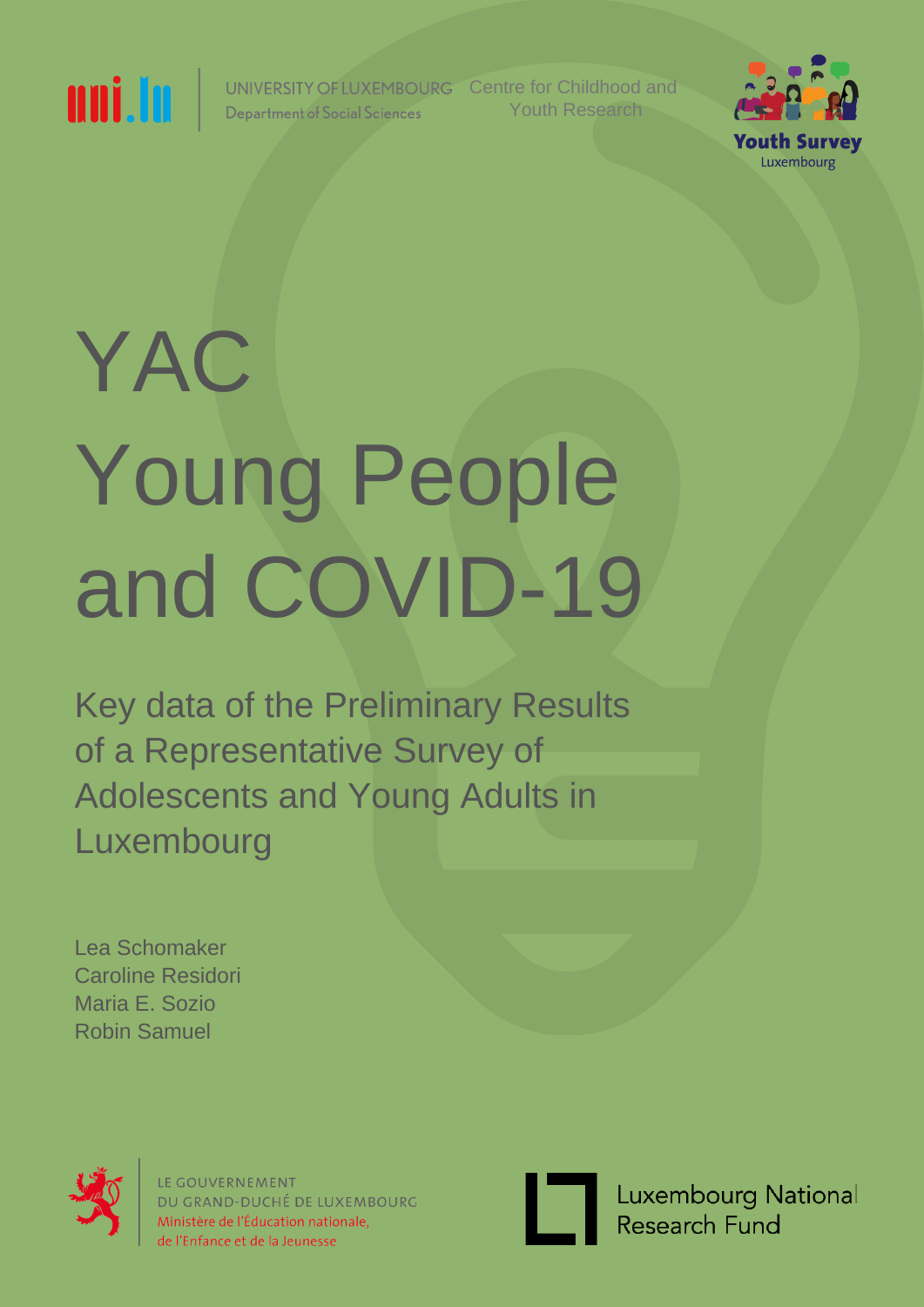UNIVERSITY OF LUXEMBOURG
Department of Social Sciences

Centre for Childhood and Youth Research

Youth Survey Luxembourg

# YAC
# Young People and COVID-19

## Key data of the Preliminary Results of a Representative Survey of Adolescents and Young Adults in Luxembourg

Lea Schomaker
Caroline Residori
Maria E. Sozio
Robin Samuel

LE GOUVERNEMENT
DU GRAND-DUCHÉ DE LUXEMBOURG
Ministère de l'Éducation nationale, de l'Enfance et de la Jeunesse

Luxembourg National Research Fund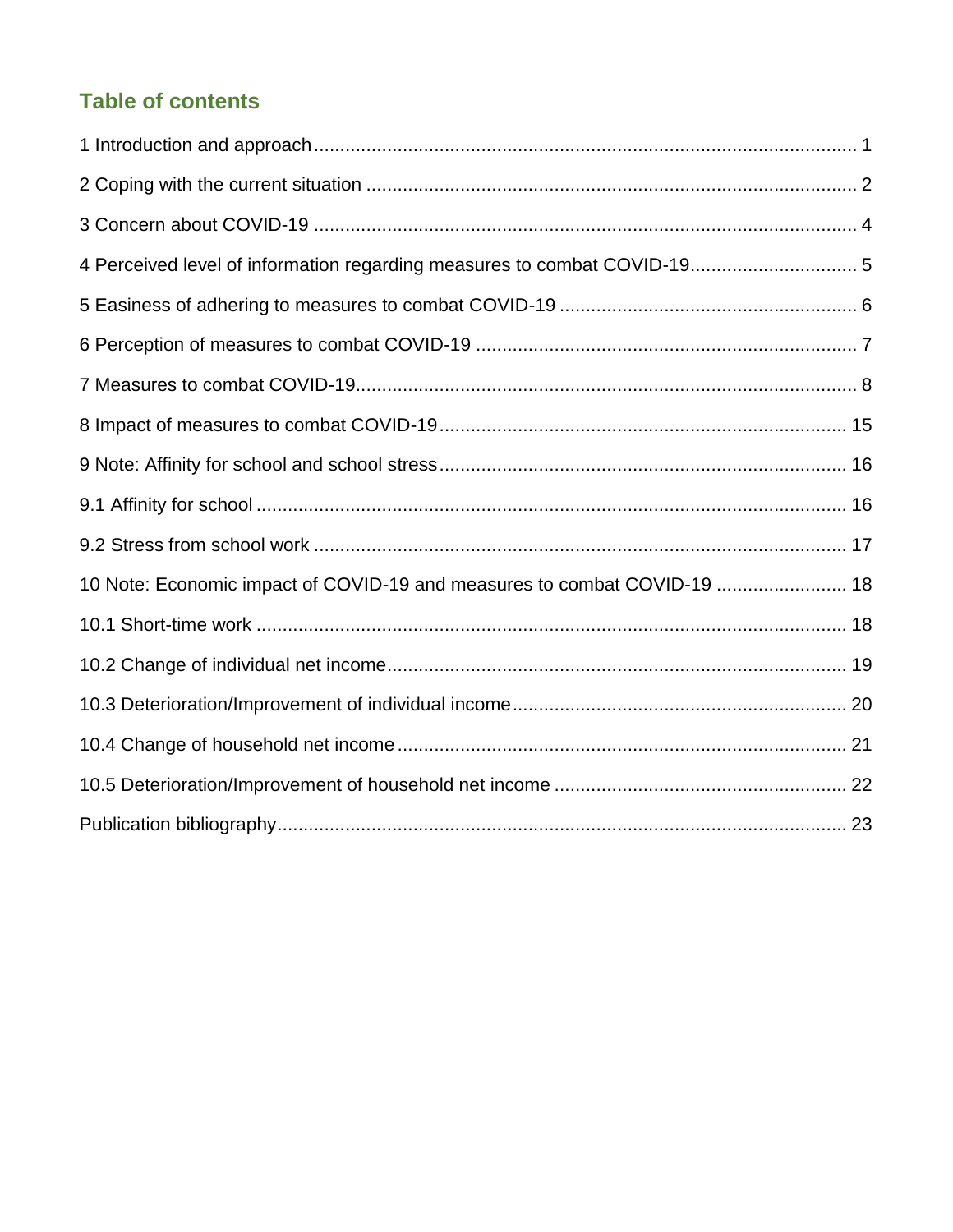## Table of contents

1 Introduction and approach ........................................................................................................ 1

2 Coping with the current situation .............................................................................................. 2

3 Concern about COVID-19 ........................................................................................................ 4

4 Perceived level of information regarding measures to combat COVID-19................................ 5

5 Easiness of adhering to measures to combat COVID-19 ......................................................... 6

6 Perception of measures to combat COVID-19 ......................................................................... 7

7 Measures to combat COVID-19................................................................................................ 8

8 Impact of measures to combat COVID-19............................................................................. 15

9 Note: Affinity for school and school stress.............................................................................. 16

9.1 Affinity for school .................................................................................................................. 16

9.2 Stress from school work ...................................................................................................... 17

10 Note: Economic impact of COVID-19 and measures to combat COVID-19 ......................... 18

10.1 Short-time work .................................................................................................................. 18

10.2 Change of individual net income........................................................................................ 19

10.3 Deterioration/Improvement of individual income................................................................ 20

10.4 Change of household net income ...................................................................................... 21

10.5 Deterioration/Improvement of household net income ........................................................ 22

Publication bibliography............................................................................................................. 23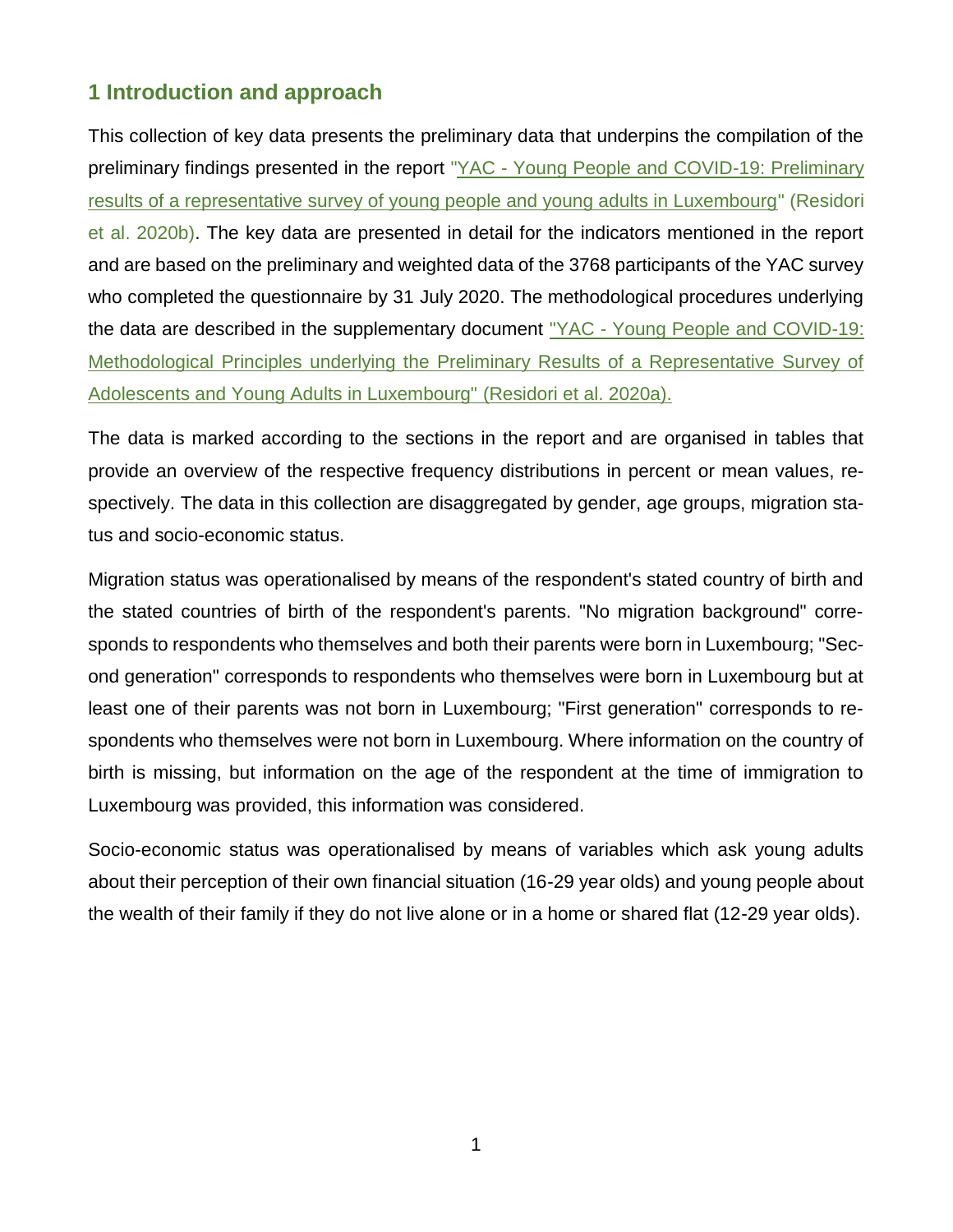## 1 Introduction and approach

This collection of key data presents the preliminary data that underpins the compilation of the preliminary findings presented in the report "YAC - Young People and COVID-19: Preliminary results of a representative survey of young people and young adults in Luxembourg" (Residori et al. 2020b). The key data are presented in detail for the indicators mentioned in the report and are based on the preliminary and weighted data of the 3768 participants of the YAC survey who completed the questionnaire by 31 July 2020. The methodological procedures underlying the data are described in the supplementary document "YAC - Young People and COVID-19: Methodological Principles underlying the Preliminary Results of a Representative Survey of Adolescents and Young Adults in Luxembourg" (Residori et al. 2020a).

The data is marked according to the sections in the report and are organised in tables that provide an overview of the respective frequency distributions in percent or mean values, respectively. The data in this collection are disaggregated by gender, age groups, migration status and socio-economic status.

Migration status was operationalised by means of the respondent's stated country of birth and the stated countries of birth of the respondent's parents. "No migration background" corresponds to respondents who themselves and both their parents were born in Luxembourg; "Second generation" corresponds to respondents who themselves were born in Luxembourg but at least one of their parents was not born in Luxembourg; "First generation" corresponds to respondents who themselves were not born in Luxembourg. Where information on the country of birth is missing, but information on the age of the respondent at the time of immigration to Luxembourg was provided, this information was considered.

Socio-economic status was operationalised by means of variables which ask young adults about their perception of their own financial situation (16-29 year olds) and young people about the wealth of their family if they do not live alone or in a home or shared flat (12-29 year olds).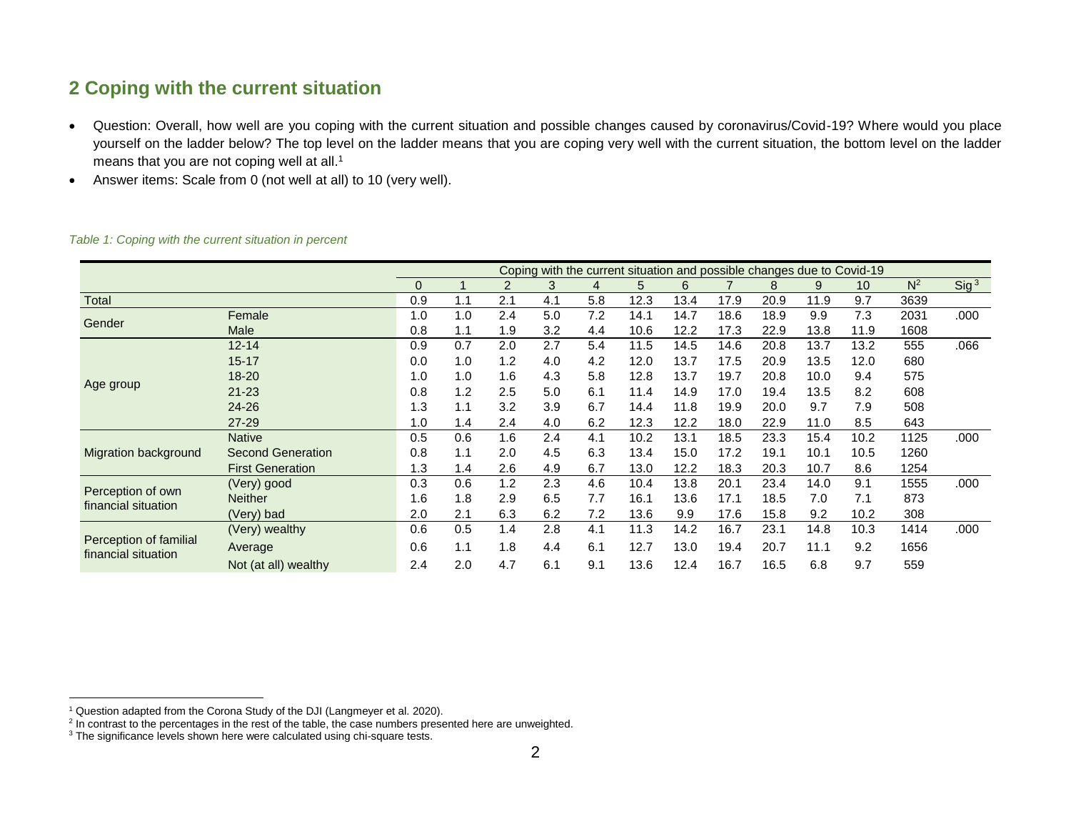## 2 Coping with the current situation

- Question: Overall, how well are you coping with the current situation and possible changes caused by coronavirus/Covid-19? Where would you place yourself on the ladder below? The top level on the ladder means that you are coping very well with the current situation, the bottom level on the ladder means that you are not coping well at all.[1]
- Answer items: Scale from 0 (not well at all) to 10 (very well).

*Table 1: Coping with the current situation in percent*

| | | Coping with the current situation and possible changes due to Covid-19 | | | | | | | | | | | | |
|---|---|---|---|---|---|---|---|---|---|---|---|---|---|---|
| | | 0 | 1 | 2 | 3 | 4 | 5 | 6 | 7 | 8 | 9 | 10 | N[2] | Sig[3] |
| Total | | 0.9 | 1.1 | 2.1 | 4.1 | 5.8 | 12.3 | 13.4 | 17.9 | 20.9 | 11.9 | 9.7 | 3639 | |
| Gender | Female | 1.0 | 1.0 | 2.4 | 5.0 | 7.2 | 14.1 | 14.7 | 18.6 | 18.9 | 9.9 | 7.3 | 2031 | .000 |
| | Male | 0.8 | 1.1 | 1.9 | 3.2 | 4.4 | 10.6 | 12.2 | 17.3 | 22.9 | 13.8 | 11.9 | 1608 | |
| Age group | 12-14 | 0.9 | 0.7 | 2.0 | 2.7 | 5.4 | 11.5 | 14.5 | 14.6 | 20.8 | 13.7 | 13.2 | 555 | .066 |
| | 15-17 | 0.0 | 1.0 | 1.2 | 4.0 | 4.2 | 12.0 | 13.7 | 17.5 | 20.9 | 13.5 | 12.0 | 680 | |
| | 18-20 | 1.0 | 1.0 | 1.6 | 4.3 | 5.8 | 12.8 | 13.7 | 19.7 | 20.8 | 10.0 | 9.4 | 575 | |
| | 21-23 | 0.8 | 1.2 | 2.5 | 5.0 | 6.1 | 11.4 | 14.9 | 17.0 | 19.4 | 13.5 | 8.2 | 608 | |
| | 24-26 | 1.3 | 1.1 | 3.2 | 3.9 | 6.7 | 14.4 | 11.8 | 19.9 | 20.0 | 9.7 | 7.9 | 508 | |
| | 27-29 | 1.0 | 1.4 | 2.4 | 4.0 | 6.2 | 12.3 | 12.2 | 18.0 | 22.9 | 11.0 | 8.5 | 643 | |
| Migration background | Native | 0.5 | 0.6 | 1.6 | 2.4 | 4.1 | 10.2 | 13.1 | 18.5 | 23.3 | 15.4 | 10.2 | 1125 | .000 |
| | Second Generation | 0.8 | 1.1 | 2.0 | 4.5 | 6.3 | 13.4 | 15.0 | 17.2 | 19.1 | 10.1 | 10.5 | 1260 | |
| | First Generation | 1.3 | 1.4 | 2.6 | 4.9 | 6.7 | 13.0 | 12.2 | 18.3 | 20.3 | 10.7 | 8.6 | 1254 | |
| Perception of own financial situation | (Very) good | 0.3 | 0.6 | 1.2 | 2.3 | 4.6 | 10.4 | 13.8 | 20.1 | 23.4 | 14.0 | 9.1 | 1555 | .000 |
| | Neither | 1.6 | 1.8 | 2.9 | 6.5 | 7.7 | 16.1 | 13.6 | 17.1 | 18.5 | 7.0 | 7.1 | 873 | |
| | (Very) bad | 2.0 | 2.1 | 6.3 | 6.2 | 7.2 | 13.6 | 9.9 | 17.6 | 15.8 | 9.2 | 10.2 | 308 | |
| Perception of familial financial situation | (Very) wealthy | 0.6 | 0.5 | 1.4 | 2.8 | 4.1 | 11.3 | 14.2 | 16.7 | 23.1 | 14.8 | 10.3 | 1414 | .000 |
| | Average | 0.6 | 1.1 | 1.8 | 4.4 | 6.1 | 12.7 | 13.0 | 19.4 | 20.7 | 11.1 | 9.2 | 1656 | |
| | Not (at all) wealthy | 2.4 | 2.0 | 4.7 | 6.1 | 9.1 | 13.6 | 12.4 | 16.7 | 16.5 | 6.8 | 9.7 | 559 | |

[1] Question adapted from the Corona Study of the DJI (Langmeyer et al. 2020).
[2] In contrast to the percentages in the rest of the table, the case numbers presented here are unweighted.
[3] The significance levels shown here were calculated using chi-square tests.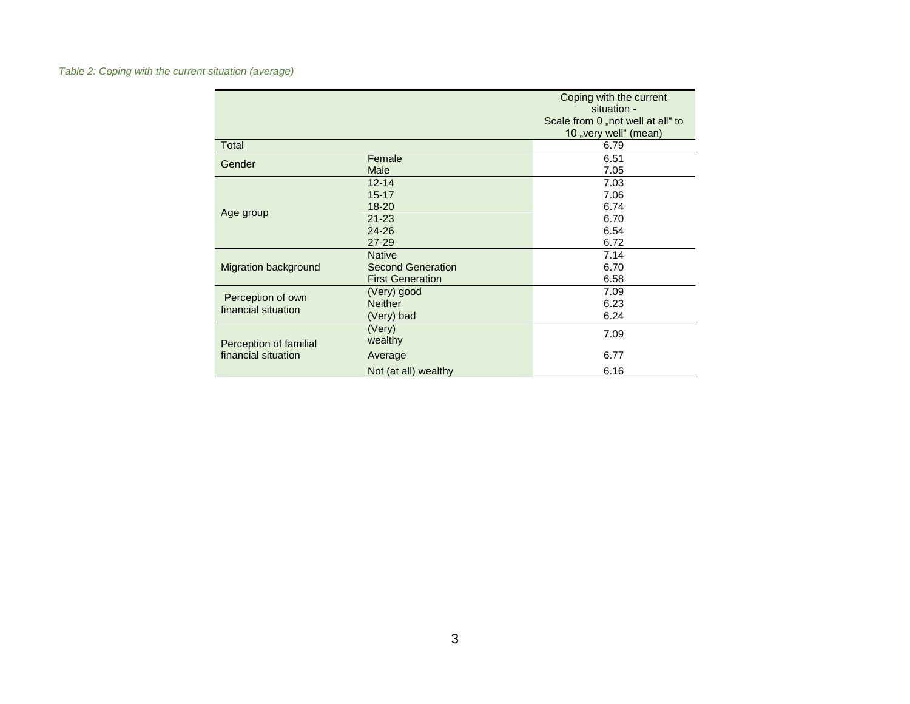*Table 2: Coping with the current situation (average)*

| | | Coping with the current situation - Scale from 0 „not well at all“ to 10 „very well“ (mean) |
|---|---|---|
| Total | | 6.79 |
| Gender | Female | 6.51 |
| | Male | 7.05 |
| Age group | 12-14 | 7.03 |
| | 15-17 | 7.06 |
| | 18-20 | 6.74 |
| | 21-23 | 6.70 |
| | 24-26 | 6.54 |
| | 27-29 | 6.72 |
| Migration background | Native | 7.14 |
| | Second Generation | 6.70 |
| | First Generation | 6.58 |
| Perception of own financial situation | (Very) good | 7.09 |
| | Neither | 6.23 |
| | (Very) bad | 6.24 |
| Perception of familial financial situation | (Very) wealthy | 7.09 |
| | Average | 6.77 |
| | Not (at all) wealthy | 6.16 |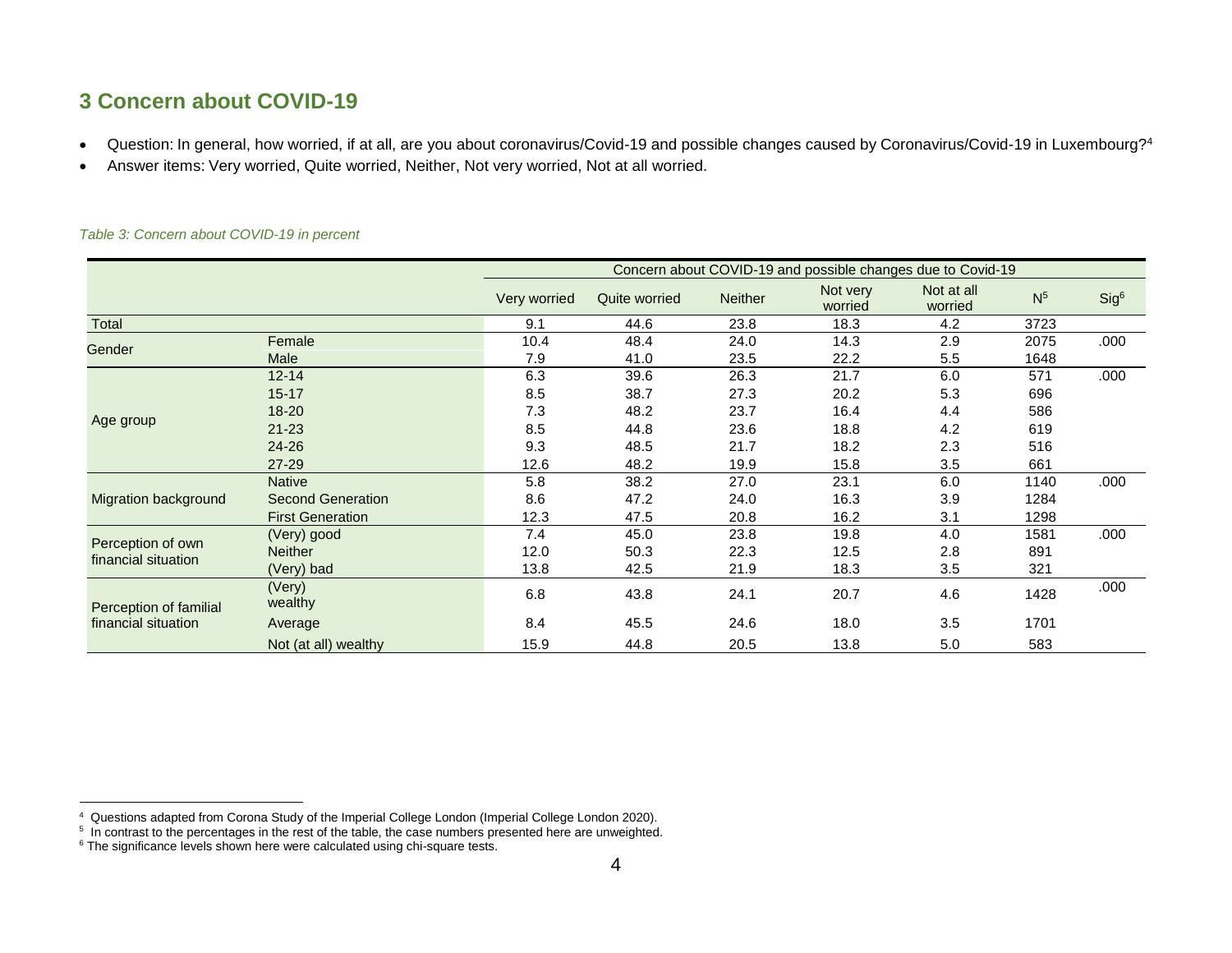## 3 Concern about COVID-19

- Question: In general, how worried, if at all, are you about coronavirus/Covid-19 and possible changes caused by Coronavirus/Covid-19 in Luxembourg?[4]
- Answer items: Very worried, Quite worried, Neither, Not very worried, Not at all worried.

*Table 3: Concern about COVID-19 in percent*

| | | Concern about COVID-19 and possible changes due to Covid-19 | | | | | | |
|---|---|---|---|---|---|---|---|---|
| | | Very worried | Quite worried | Neither | Not very worried | Not at all worried | N[5] | Sig[6] |
| Total | | 9.1 | 44.6 | 23.8 | 18.3 | 4.2 | 3723 | |
| Gender | Female | 10.4 | 48.4 | 24.0 | 14.3 | 2.9 | 2075 | .000 |
| | Male | 7.9 | 41.0 | 23.5 | 22.2 | 5.5 | 1648 | |
| Age group | 12-14 | 6.3 | 39.6 | 26.3 | 21.7 | 6.0 | 571 | .000 |
| | 15-17 | 8.5 | 38.7 | 27.3 | 20.2 | 5.3 | 696 | |
| | 18-20 | 7.3 | 48.2 | 23.7 | 16.4 | 4.4 | 586 | |
| | 21-23 | 8.5 | 44.8 | 23.6 | 18.8 | 4.2 | 619 | |
| | 24-26 | 9.3 | 48.5 | 21.7 | 18.2 | 2.3 | 516 | |
| | 27-29 | 12.6 | 48.2 | 19.9 | 15.8 | 3.5 | 661 | |
| Migration background | Native | 5.8 | 38.2 | 27.0 | 23.1 | 6.0 | 1140 | .000 |
| | Second Generation | 8.6 | 47.2 | 24.0 | 16.3 | 3.9 | 1284 | |
| | First Generation | 12.3 | 47.5 | 20.8 | 16.2 | 3.1 | 1298 | |
| Perception of own financial situation | (Very) good | 7.4 | 45.0 | 23.8 | 19.8 | 4.0 | 1581 | .000 |
| | Neither | 12.0 | 50.3 | 22.3 | 12.5 | 2.8 | 891 | |
| | (Very) bad | 13.8 | 42.5 | 21.9 | 18.3 | 3.5 | 321 | |
| Perception of familial financial situation | (Very) wealthy | 6.8 | 43.8 | 24.1 | 20.7 | 4.6 | 1428 | .000 |
| | Average | 8.4 | 45.5 | 24.6 | 18.0 | 3.5 | 1701 | |
| | Not (at all) wealthy | 15.9 | 44.8 | 20.5 | 13.8 | 5.0 | 583 | |

[4] Questions adapted from Corona Study of the Imperial College London (Imperial College London 2020).
[5] In contrast to the percentages in the rest of the table, the case numbers presented here are unweighted.
[6] The significance levels shown here were calculated using chi-square tests.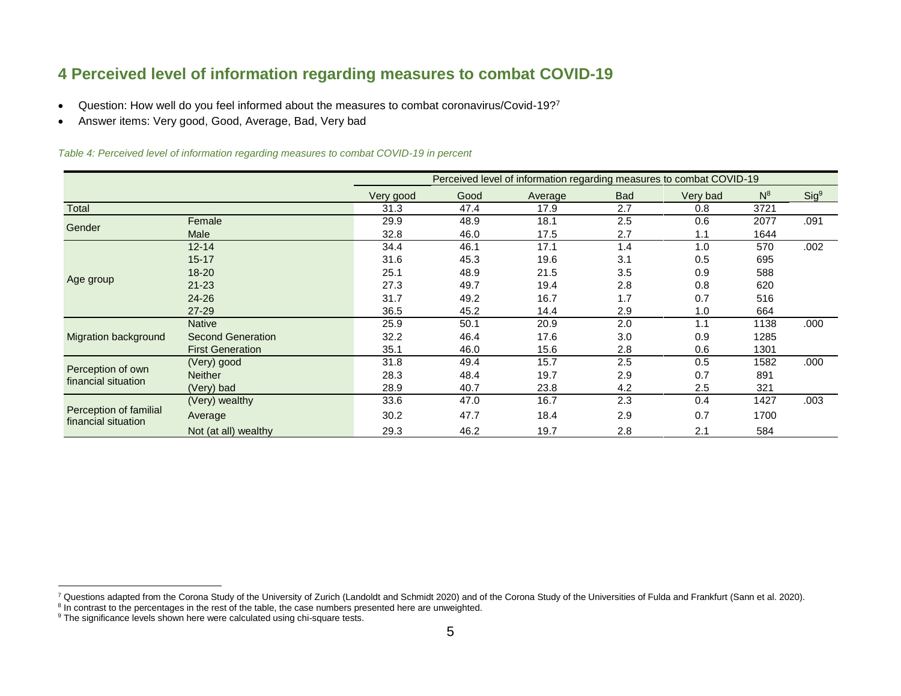## 4 Perceived level of information regarding measures to combat COVID-19

- Question: How well do you feel informed about the measures to combat coronavirus/Covid-19?[7]
- Answer items: Very good, Good, Average, Bad, Very bad

*Table 4: Perceived level of information regarding measures to combat COVID-19 in percent*

| | | Perceived level of information regarding measures to combat COVID-19 | | | | | | |
|---|---|---|---|---|---|---|---|---|
| | | Very good | Good | Average | Bad | Very bad | N[8] | Sig[9] |
| Total | | 31.3 | 47.4 | 17.9 | 2.7 | 0.8 | 3721 | |
| Gender | Female | 29.9 | 48.9 | 18.1 | 2.5 | 0.6 | 2077 | .091 |
| | Male | 32.8 | 46.0 | 17.5 | 2.7 | 1.1 | 1644 | |
| Age group | 12-14 | 34.4 | 46.1 | 17.1 | 1.4 | 1.0 | 570 | .002 |
| | 15-17 | 31.6 | 45.3 | 19.6 | 3.1 | 0.5 | 695 | |
| | 18-20 | 25.1 | 48.9 | 21.5 | 3.5 | 0.9 | 588 | |
| | 21-23 | 27.3 | 49.7 | 19.4 | 2.8 | 0.8 | 620 | |
| | 24-26 | 31.7 | 49.2 | 16.7 | 1.7 | 0.7 | 516 | |
| | 27-29 | 36.5 | 45.2 | 14.4 | 2.9 | 1.0 | 664 | |
| Migration background | Native | 25.9 | 50.1 | 20.9 | 2.0 | 1.1 | 1138 | .000 |
| | Second Generation | 32.2 | 46.4 | 17.6 | 3.0 | 0.9 | 1285 | |
| | First Generation | 35.1 | 46.0 | 15.6 | 2.8 | 0.6 | 1301 | |
| Perception of own financial situation | (Very) good | 31.8 | 49.4 | 15.7 | 2.5 | 0.5 | 1582 | .000 |
| | Neither | 28.3 | 48.4 | 19.7 | 2.9 | 0.7 | 891 | |
| | (Very) bad | 28.9 | 40.7 | 23.8 | 4.2 | 2.5 | 321 | |
| Perception of familial financial situation | (Very) wealthy | 33.6 | 47.0 | 16.7 | 2.3 | 0.4 | 1427 | .003 |
| | Average | 30.2 | 47.7 | 18.4 | 2.9 | 0.7 | 1700 | |
| | Not (at all) wealthy | 29.3 | 46.2 | 19.7 | 2.8 | 2.1 | 584 | |

[7] Questions adapted from the Corona Study of the University of Zurich (Landoldt and Schmidt 2020) and of the Corona Study of the Universities of Fulda and Frankfurt (Sann et al. 2020).

[8] In contrast to the percentages in the rest of the table, the case numbers presented here are unweighted.

[9] The significance levels shown here were calculated using chi-square tests.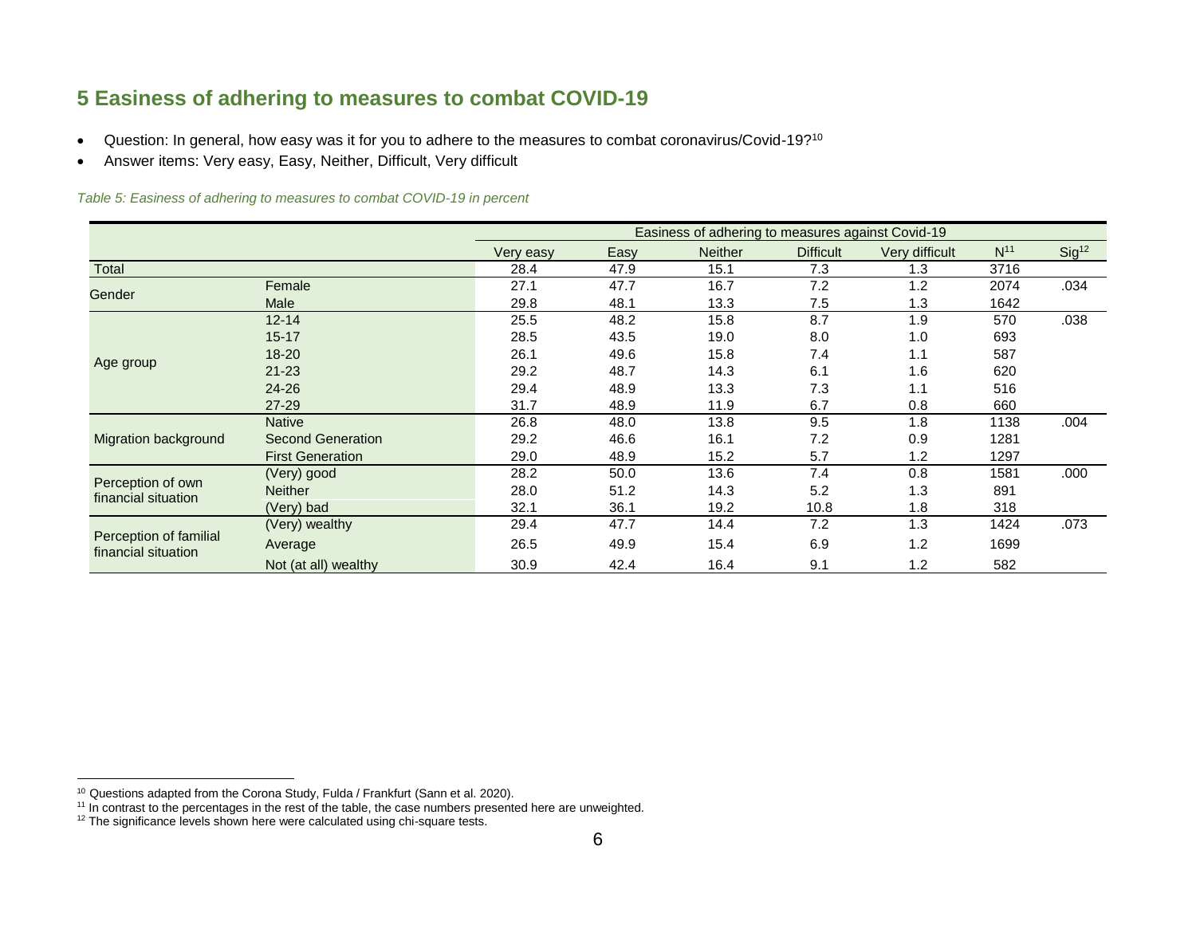## 5 Easiness of adhering to measures to combat COVID-19

- Question: In general, how easy was it for you to adhere to the measures to combat coronavirus/Covid-19?[10]
- Answer items: Very easy, Easy, Neither, Difficult, Very difficult

*Table 5: Easiness of adhering to measures to combat COVID-19 in percent*

| | | Easiness of adhering to measures against Covid-19 | | | | | | |
|---|---|---|---|---|---|---|---|---|
| | | Very easy | Easy | Neither | Difficult | Very difficult | N[11] | Sig[12] |
| Total | | 28.4 | 47.9 | 15.1 | 7.3 | 1.3 | 3716 | |
| Gender | Female | 27.1 | 47.7 | 16.7 | 7.2 | 1.2 | 2074 | .034 |
| | Male | 29.8 | 48.1 | 13.3 | 7.5 | 1.3 | 1642 | |
| Age group | 12-14 | 25.5 | 48.2 | 15.8 | 8.7 | 1.9 | 570 | .038 |
| | 15-17 | 28.5 | 43.5 | 19.0 | 8.0 | 1.0 | 693 | |
| | 18-20 | 26.1 | 49.6 | 15.8 | 7.4 | 1.1 | 587 | |
| | 21-23 | 29.2 | 48.7 | 14.3 | 6.1 | 1.6 | 620 | |
| | 24-26 | 29.4 | 48.9 | 13.3 | 7.3 | 1.1 | 516 | |
| | 27-29 | 31.7 | 48.9 | 11.9 | 6.7 | 0.8 | 660 | |
| Migration background | Native | 26.8 | 48.0 | 13.8 | 9.5 | 1.8 | 1138 | .004 |
| | Second Generation | 29.2 | 46.6 | 16.1 | 7.2 | 0.9 | 1281 | |
| | First Generation | 29.0 | 48.9 | 15.2 | 5.7 | 1.2 | 1297 | |
| Perception of own financial situation | (Very) good | 28.2 | 50.0 | 13.6 | 7.4 | 0.8 | 1581 | .000 |
| | Neither | 28.0 | 51.2 | 14.3 | 5.2 | 1.3 | 891 | |
| | (Very) bad | 32.1 | 36.1 | 19.2 | 10.8 | 1.8 | 318 | |
| Perception of familial financial situation | (Very) wealthy | 29.4 | 47.7 | 14.4 | 7.2 | 1.3 | 1424 | .073 |
| | Average | 26.5 | 49.9 | 15.4 | 6.9 | 1.2 | 1699 | |
| | Not (at all) wealthy | 30.9 | 42.4 | 16.4 | 9.1 | 1.2 | 582 | |

[10] Questions adapted from the Corona Study, Fulda / Frankfurt (Sann et al. 2020).

[11] In contrast to the percentages in the rest of the table, the case numbers presented here are unweighted.

[12] The significance levels shown here were calculated using chi-square tests.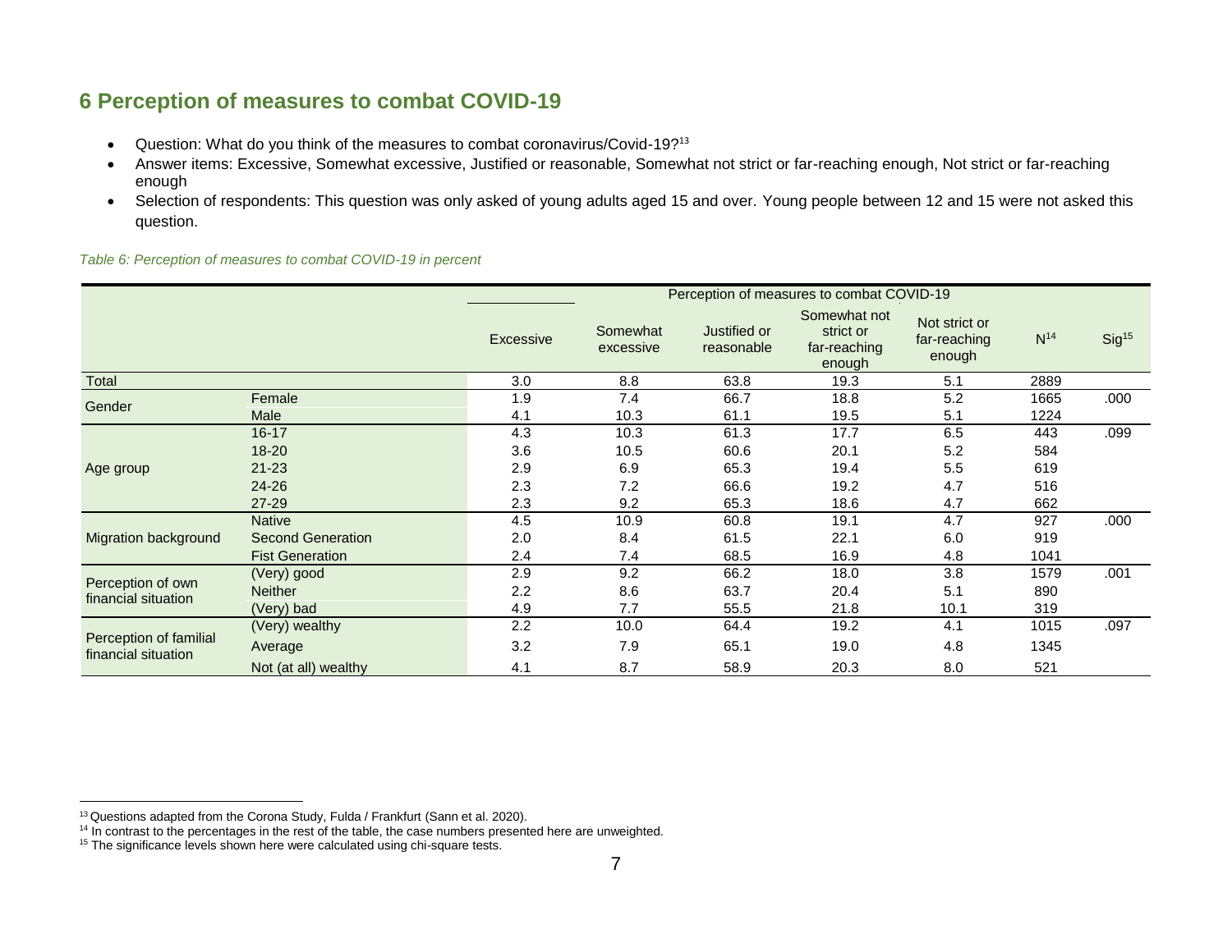## 6 Perception of measures to combat COVID-19

- Question: What do you think of the measures to combat coronavirus/Covid-19?[13]
- Answer items: Excessive, Somewhat excessive, Justified or reasonable, Somewhat not strict or far-reaching enough, Not strict or far-reaching enough
- Selection of respondents: This question was only asked of young adults aged 15 and over. Young people between 12 and 15 were not asked this question.

*Table 6: Perception of measures to combat COVID-19 in percent*

| | | Perception of measures to combat COVID-19 | | | | | | |
|---|---|---|---|---|---|---|---|---|
| | | Excessive | Somewhat excessive | Justified or reasonable | Somewhat not strict or far-reaching enough | Not strict or far-reaching enough | N[14] | Sig[15] |
| Total | | 3.0 | 8.8 | 63.8 | 19.3 | 5.1 | 2889 | |
| Gender | Female | 1.9 | 7.4 | 66.7 | 18.8 | 5.2 | 1665 | .000 |
| | Male | 4.1 | 10.3 | 61.1 | 19.5 | 5.1 | 1224 | |
| Age group | 16-17 | 4.3 | 10.3 | 61.3 | 17.7 | 6.5 | 443 | .099 |
| | 18-20 | 3.6 | 10.5 | 60.6 | 20.1 | 5.2 | 584 | |
| | 21-23 | 2.9 | 6.9 | 65.3 | 19.4 | 5.5 | 619 | |
| | 24-26 | 2.3 | 7.2 | 66.6 | 19.2 | 4.7 | 516 | |
| | 27-29 | 2.3 | 9.2 | 65.3 | 18.6 | 4.7 | 662 | |
| Migration background | Native | 4.5 | 10.9 | 60.8 | 19.1 | 4.7 | 927 | .000 |
| | Second Generation | 2.0 | 8.4 | 61.5 | 22.1 | 6.0 | 919 | |
| | Fist Generation | 2.4 | 7.4 | 68.5 | 16.9 | 4.8 | 1041 | |
| Perception of own financial situation | (Very) good | 2.9 | 9.2 | 66.2 | 18.0 | 3.8 | 1579 | .001 |
| | Neither | 2.2 | 8.6 | 63.7 | 20.4 | 5.1 | 890 | |
| | (Very) bad | 4.9 | 7.7 | 55.5 | 21.8 | 10.1 | 319 | |
| Perception of familial financial situation | (Very) wealthy | 2.2 | 10.0 | 64.4 | 19.2 | 4.1 | 1015 | .097 |
| | Average | 3.2 | 7.9 | 65.1 | 19.0 | 4.8 | 1345 | |
| | Not (at all) wealthy | 4.1 | 8.7 | 58.9 | 20.3 | 8.0 | 521 | |

[13] Questions adapted from the Corona Study, Fulda / Frankfurt (Sann et al. 2020).
[14] In contrast to the percentages in the rest of the table, the case numbers presented here are unweighted.
[15] The significance levels shown here were calculated using chi-square tests.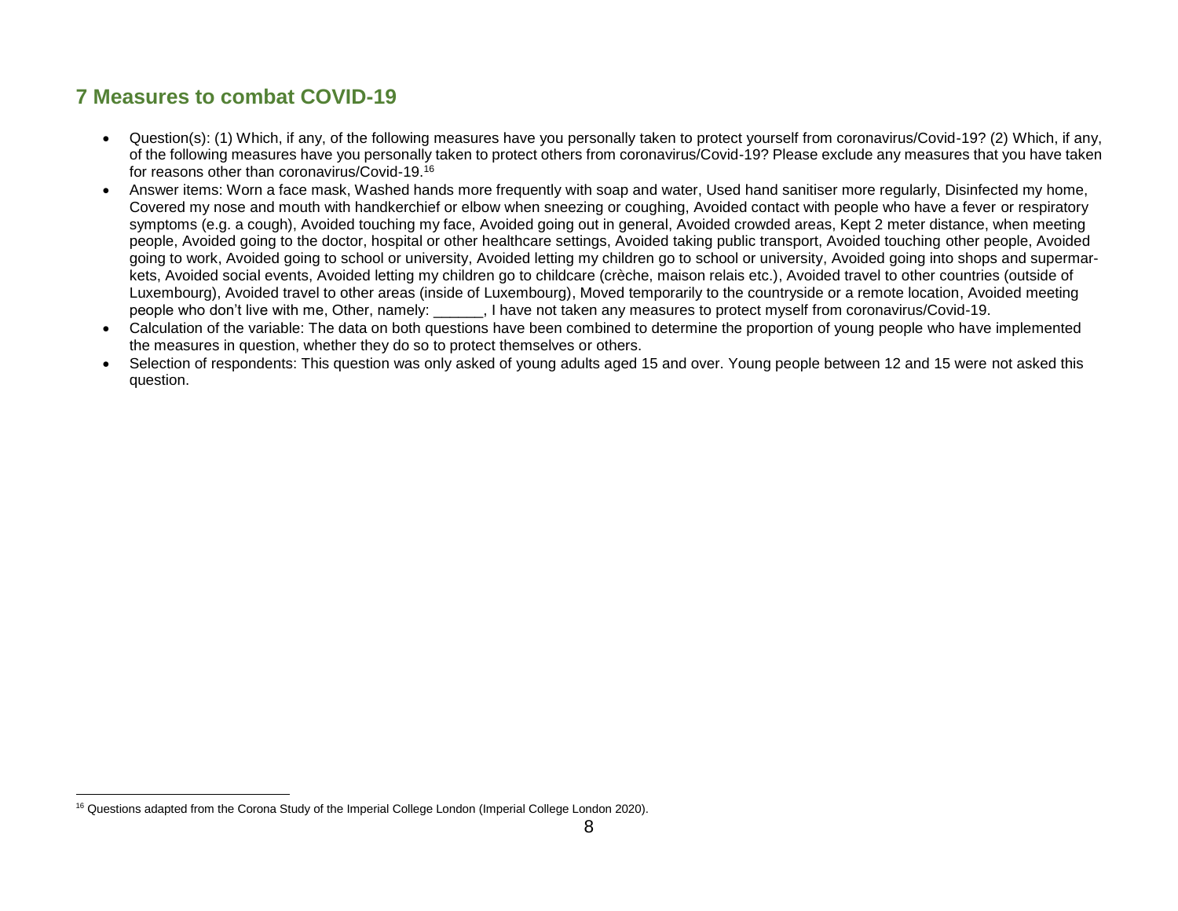## 7 Measures to combat COVID-19

- Question(s): (1) Which, if any, of the following measures have you personally taken to protect yourself from coronavirus/Covid-19? (2) Which, if any, of the following measures have you personally taken to protect others from coronavirus/Covid-19? Please exclude any measures that you have taken for reasons other than coronavirus/Covid-19.[16]
- Answer items: Worn a face mask, Washed hands more frequently with soap and water, Used hand sanitiser more regularly, Disinfected my home, Covered my nose and mouth with handkerchief or elbow when sneezing or coughing, Avoided contact with people who have a fever or respiratory symptoms (e.g. a cough), Avoided touching my face, Avoided going out in general, Avoided crowded areas, Kept 2 meter distance, when meeting people, Avoided going to the doctor, hospital or other healthcare settings, Avoided taking public transport, Avoided touching other people, Avoided going to work, Avoided going to school or university, Avoided letting my children go to school or university, Avoided going into shops and supermarkets, Avoided social events, Avoided letting my children go to childcare (crèche, maison relais etc.), Avoided travel to other countries (outside of Luxembourg), Avoided travel to other areas (inside of Luxembourg), Moved temporarily to the countryside or a remote location, Avoided meeting people who don't live with me, Other, namely: ______, I have not taken any measures to protect myself from coronavirus/Covid-19.
- Calculation of the variable: The data on both questions have been combined to determine the proportion of young people who have implemented the measures in question, whether they do so to protect themselves or others.
- Selection of respondents: This question was only asked of young adults aged 15 and over. Young people between 12 and 15 were not asked this question.

[16] Questions adapted from the Corona Study of the Imperial College London (Imperial College London 2020).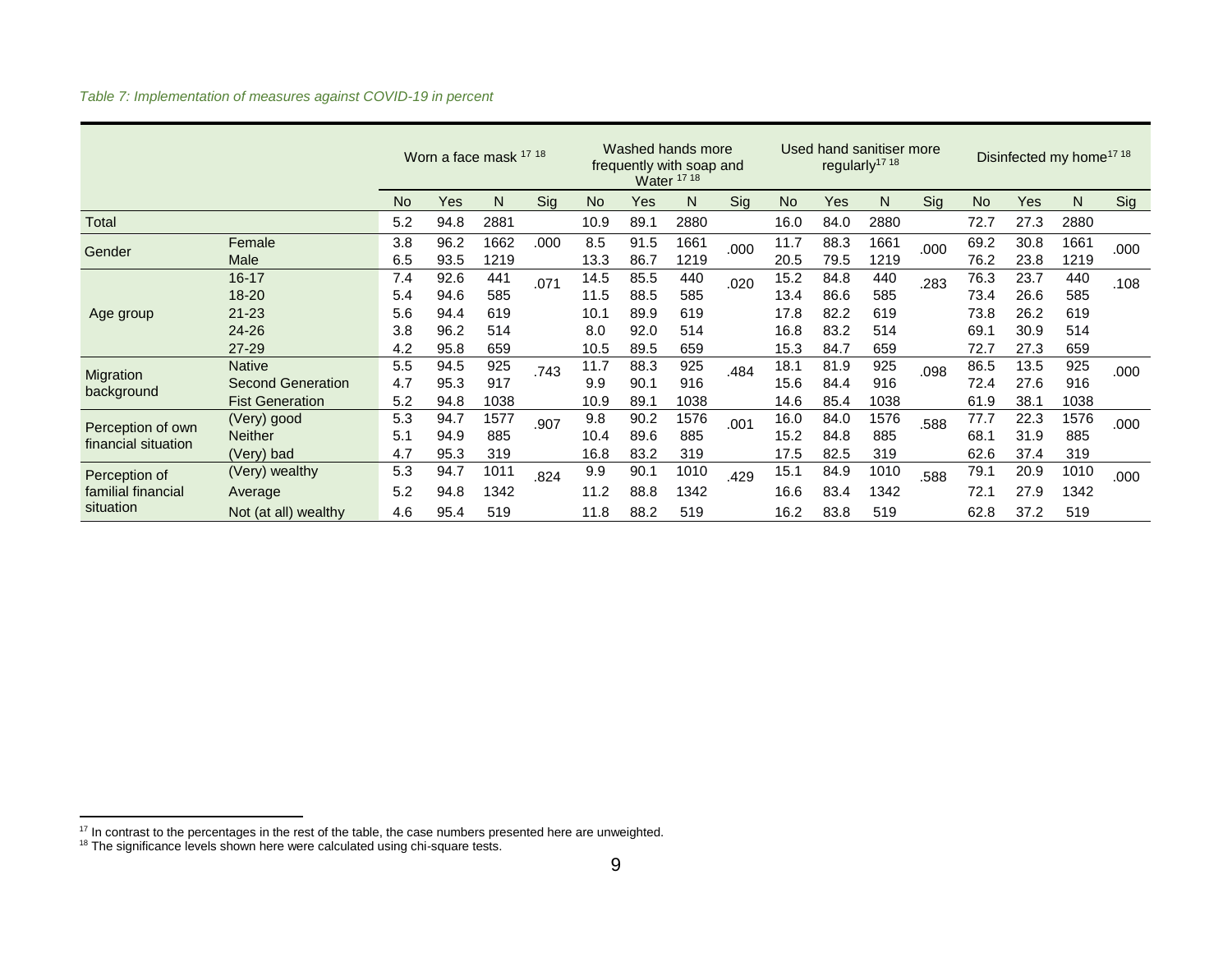*Table 7: Implementation of measures against COVID-19 in percent*

| | | Worn a face mask [17 18] | | | | Washed hands more frequently with soap and Water [17 18] | | | | Used hand sanitiser more regularly[17 18] | | | | Disinfected my home[17 18] | | | |
|---|---|---|---|---|---|---|---|---|---|---|---|---|---|---|---|---|---|
| | | No | Yes | N | Sig | No | Yes | N | Sig | No | Yes | N | Sig | No | Yes | N | Sig |
| Total | | 5.2 | 94.8 | 2881 | | 10.9 | 89.1 | 2880 | | 16.0 | 84.0 | 2880 | | 72.7 | 27.3 | 2880 | |
| Gender | Female | 3.8 | 96.2 | 1662 | .000 | 8.5 | 91.5 | 1661 | .000 | 11.7 | 88.3 | 1661 | .000 | 69.2 | 30.8 | 1661 | .000 |
| | Male | 6.5 | 93.5 | 1219 | | 13.3 | 86.7 | 1219 | | 20.5 | 79.5 | 1219 | | 76.2 | 23.8 | 1219 | |
| Age group | 16-17 | 7.4 | 92.6 | 441 | .071 | 14.5 | 85.5 | 440 | .020 | 15.2 | 84.8 | 440 | .283 | 76.3 | 23.7 | 440 | .108 |
| | 18-20 | 5.4 | 94.6 | 585 | | 11.5 | 88.5 | 585 | | 13.4 | 86.6 | 585 | | 73.4 | 26.6 | 585 | |
| | 21-23 | 5.6 | 94.4 | 619 | | 10.1 | 89.9 | 619 | | 17.8 | 82.2 | 619 | | 73.8 | 26.2 | 619 | |
| | 24-26 | 3.8 | 96.2 | 514 | | 8.0 | 92.0 | 514 | | 16.8 | 83.2 | 514 | | 69.1 | 30.9 | 514 | |
| | 27-29 | 4.2 | 95.8 | 659 | | 10.5 | 89.5 | 659 | | 15.3 | 84.7 | 659 | | 72.7 | 27.3 | 659 | |
| Migration background | Native | 5.5 | 94.5 | 925 | .743 | 11.7 | 88.3 | 925 | .484 | 18.1 | 81.9 | 925 | .098 | 86.5 | 13.5 | 925 | .000 |
| | Second Generation | 4.7 | 95.3 | 917 | | 9.9 | 90.1 | 916 | | 15.6 | 84.4 | 916 | | 72.4 | 27.6 | 916 | |
| | Fist Generation | 5.2 | 94.8 | 1038 | | 10.9 | 89.1 | 1038 | | 14.6 | 85.4 | 1038 | | 61.9 | 38.1 | 1038 | |
| Perception of own financial situation | (Very) good | 5.3 | 94.7 | 1577 | .907 | 9.8 | 90.2 | 1576 | .001 | 16.0 | 84.0 | 1576 | .588 | 77.7 | 22.3 | 1576 | .000 |
| | Neither | 5.1 | 94.9 | 885 | | 10.4 | 89.6 | 885 | | 15.2 | 84.8 | 885 | | 68.1 | 31.9 | 885 | |
| | (Very) bad | 4.7 | 95.3 | 319 | | 16.8 | 83.2 | 319 | | 17.5 | 82.5 | 319 | | 62.6 | 37.4 | 319 | |
| Perception of familial financial situation | (Very) wealthy | 5.3 | 94.7 | 1011 | .824 | 9.9 | 90.1 | 1010 | .429 | 15.1 | 84.9 | 1010 | .588 | 79.1 | 20.9 | 1010 | .000 |
| | Average | 5.2 | 94.8 | 1342 | | 11.2 | 88.8 | 1342 | | 16.6 | 83.4 | 1342 | | 72.1 | 27.9 | 1342 | |
| | Not (at all) wealthy | 4.6 | 95.4 | 519 | | 11.8 | 88.2 | 519 | | 16.2 | 83.8 | 519 | | 62.8 | 37.2 | 519 | |

[17] In contrast to the percentages in the rest of the table, the case numbers presented here are unweighted.
[18] The significance levels shown here were calculated using chi-square tests.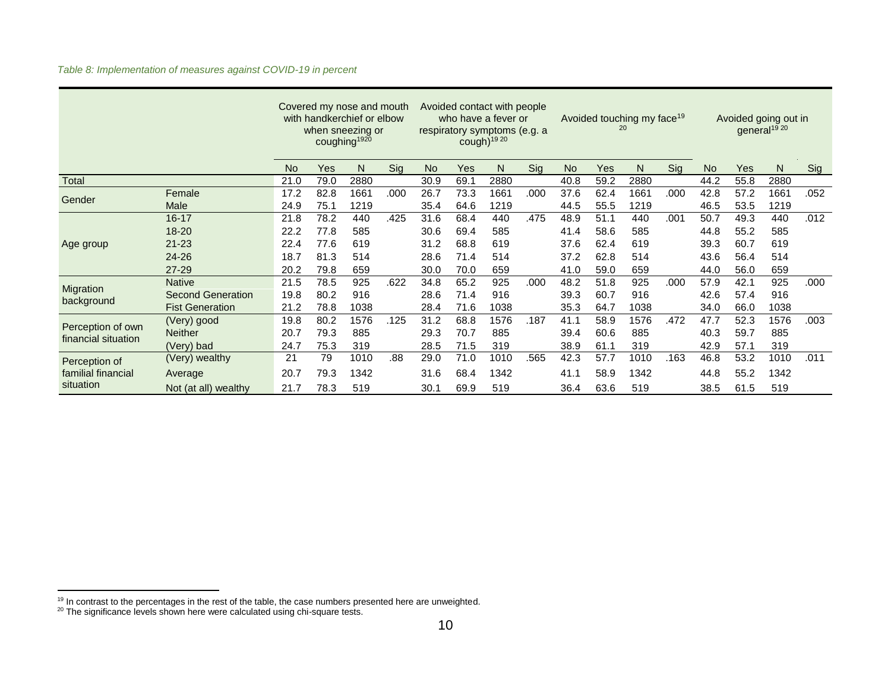*Table 8: Implementation of measures against COVID-19 in percent*

| | | Covered my nose and mouth with handkerchief or elbow when sneezing or coughing[19][20] | | | | Avoided contact with people who have a fever or respiratory symptoms (e.g. a cough)[19 20] | | | | Avoided touching my face[19 20] | | | | Avoided going out in general[19 20] | | | |
|---|---|---|---|---|---|---|---|---|---|---|---|---|---|---|---|---|---|
| | | No | Yes | N | Sig | No | Yes | N | Sig | No | Yes | N | Sig | No | Yes | N | Sig |
| Total | | 21.0 | 79.0 | 2880 | | 30.9 | 69.1 | 2880 | | 40.8 | 59.2 | 2880 | | 44.2 | 55.8 | 2880 | |
| Gender | Female | 17.2 | 82.8 | 1661 | .000 | 26.7 | 73.3 | 1661 | .000 | 37.6 | 62.4 | 1661 | .000 | 42.8 | 57.2 | 1661 | .052 |
| | Male | 24.9 | 75.1 | 1219 | | 35.4 | 64.6 | 1219 | | 44.5 | 55.5 | 1219 | | 46.5 | 53.5 | 1219 | |
| Age group | 16-17 | 21.8 | 78.2 | 440 | .425 | 31.6 | 68.4 | 440 | .475 | 48.9 | 51.1 | 440 | .001 | 50.7 | 49.3 | 440 | .012 |
| | 18-20 | 22.2 | 77.8 | 585 | | 30.6 | 69.4 | 585 | | 41.4 | 58.6 | 585 | | 44.8 | 55.2 | 585 | |
| | 21-23 | 22.4 | 77.6 | 619 | | 31.2 | 68.8 | 619 | | 37.6 | 62.4 | 619 | | 39.3 | 60.7 | 619 | |
| | 24-26 | 18.7 | 81.3 | 514 | | 28.6 | 71.4 | 514 | | 37.2 | 62.8 | 514 | | 43.6 | 56.4 | 514 | |
| | 27-29 | 20.2 | 79.8 | 659 | | 30.0 | 70.0 | 659 | | 41.0 | 59.0 | 659 | | 44.0 | 56.0 | 659 | |
| Migration background | Native | 21.5 | 78.5 | 925 | .622 | 34.8 | 65.2 | 925 | .000 | 48.2 | 51.8 | 925 | .000 | 57.9 | 42.1 | 925 | .000 |
| | Second Generation | 19.8 | 80.2 | 916 | | 28.6 | 71.4 | 916 | | 39.3 | 60.7 | 916 | | 42.6 | 57.4 | 916 | |
| | Fist Generation | 21.2 | 78.8 | 1038 | | 28.4 | 71.6 | 1038 | | 35.3 | 64.7 | 1038 | | 34.0 | 66.0 | 1038 | |
| Perception of own financial situation | (Very) good | 19.8 | 80.2 | 1576 | .125 | 31.2 | 68.8 | 1576 | .187 | 41.1 | 58.9 | 1576 | .472 | 47.7 | 52.3 | 1576 | .003 |
| | Neither | 20.7 | 79.3 | 885 | | 29.3 | 70.7 | 885 | | 39.4 | 60.6 | 885 | | 40.3 | 59.7 | 885 | |
| | (Very) bad | 24.7 | 75.3 | 319 | | 28.5 | 71.5 | 319 | | 38.9 | 61.1 | 319 | | 42.9 | 57.1 | 319 | |
| Perception of familial financial situation | (Very) wealthy | 21 | 79 | 1010 | .88 | 29.0 | 71.0 | 1010 | .565 | 42.3 | 57.7 | 1010 | .163 | 46.8 | 53.2 | 1010 | .011 |
| | Average | 20.7 | 79.3 | 1342 | | 31.6 | 68.4 | 1342 | | 41.1 | 58.9 | 1342 | | 44.8 | 55.2 | 1342 | |
| | Not (at all) wealthy | 21.7 | 78.3 | 519 | | 30.1 | 69.9 | 519 | | 36.4 | 63.6 | 519 | | 38.5 | 61.5 | 519 | |

[19] In contrast to the percentages in the rest of the table, the case numbers presented here are unweighted.

[20] The significance levels shown here were calculated using chi-square tests.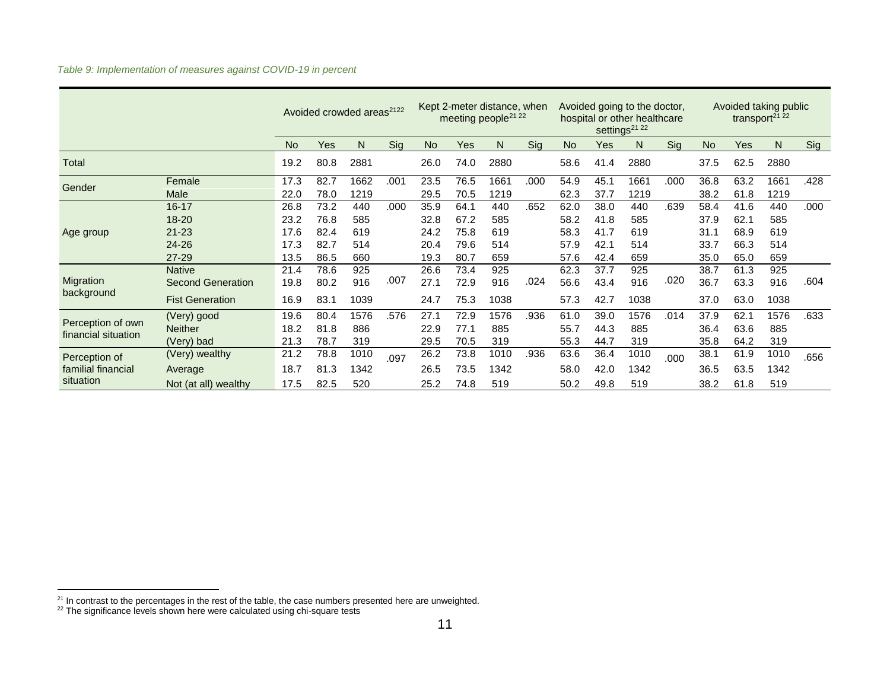*Table 9: Implementation of measures against COVID-19 in percent*

| | | Avoided crowded areas[21][22] | | | | Kept 2-meter distance, when meeting people[21][22] | | | | Avoided going to the doctor, hospital or other healthcare settings[21][22] | | | | Avoided taking public transport[21][22] | | | |
|---|---|---|---|---|---|---|---|---|---|---|---|---|---|---|---|---|---|
| | | No | Yes | N | Sig | No | Yes | N | Sig | No | Yes | N | Sig | No | Yes | N | Sig |
| Total | | 19.2 | 80.8 | 2881 | | 26.0 | 74.0 | 2880 | | 58.6 | 41.4 | 2880 | | 37.5 | 62.5 | 2880 | |
| Gender | Female | 17.3 | 82.7 | 1662 | .001 | 23.5 | 76.5 | 1661 | .000 | 54.9 | 45.1 | 1661 | .000 | 36.8 | 63.2 | 1661 | .428 |
| | Male | 22.0 | 78.0 | 1219 | | 29.5 | 70.5 | 1219 | | 62.3 | 37.7 | 1219 | | 38.2 | 61.8 | 1219 | |
| Age group | 16-17 | 26.8 | 73.2 | 440 | .000 | 35.9 | 64.1 | 440 | .652 | 62.0 | 38.0 | 440 | .639 | 58.4 | 41.6 | 440 | .000 |
| | 18-20 | 23.2 | 76.8 | 585 | | 32.8 | 67.2 | 585 | | 58.2 | 41.8 | 585 | | 37.9 | 62.1 | 585 | |
| | 21-23 | 17.6 | 82.4 | 619 | | 24.2 | 75.8 | 619 | | 58.3 | 41.7 | 619 | | 31.1 | 68.9 | 619 | |
| | 24-26 | 17.3 | 82.7 | 514 | | 20.4 | 79.6 | 514 | | 57.9 | 42.1 | 514 | | 33.7 | 66.3 | 514 | |
| | 27-29 | 13.5 | 86.5 | 660 | | 19.3 | 80.7 | 659 | | 57.6 | 42.4 | 659 | | 35.0 | 65.0 | 659 | |
| Migration background | Native | 21.4 | 78.6 | 925 | .007 | 26.6 | 73.4 | 925 | .024 | 62.3 | 37.7 | 925 | .020 | 38.7 | 61.3 | 925 | .604 |
| | Second Generation | 19.8 | 80.2 | 916 | | 27.1 | 72.9 | 916 | | 56.6 | 43.4 | 916 | | 36.7 | 63.3 | 916 | |
| | Fist Generation | 16.9 | 83.1 | 1039 | | 24.7 | 75.3 | 1038 | | 57.3 | 42.7 | 1038 | | 37.0 | 63.0 | 1038 | |
| Perception of own financial situation | (Very) good | 19.6 | 80.4 | 1576 | .576 | 27.1 | 72.9 | 1576 | .936 | 61.0 | 39.0 | 1576 | .014 | 37.9 | 62.1 | 1576 | .633 |
| | Neither | 18.2 | 81.8 | 886 | | 22.9 | 77.1 | 885 | | 55.7 | 44.3 | 885 | | 36.4 | 63.6 | 885 | |
| | (Very) bad | 21.3 | 78.7 | 319 | | 29.5 | 70.5 | 319 | | 55.3 | 44.7 | 319 | | 35.8 | 64.2 | 319 | |
| Perception of familial financial situation | (Very) wealthy | 21.2 | 78.8 | 1010 | .097 | 26.2 | 73.8 | 1010 | .936 | 63.6 | 36.4 | 1010 | .000 | 38.1 | 61.9 | 1010 | .656 |
| | Average | 18.7 | 81.3 | 1342 | | 26.5 | 73.5 | 1342 | | 58.0 | 42.0 | 1342 | | 36.5 | 63.5 | 1342 | |
| | Not (at all) wealthy | 17.5 | 82.5 | 520 | | 25.2 | 74.8 | 519 | | 50.2 | 49.8 | 519 | | 38.2 | 61.8 | 519 | |

[21] In contrast to the percentages in the rest of the table, the case numbers presented here are unweighted.

[22] The significance levels shown here were calculated using chi-square tests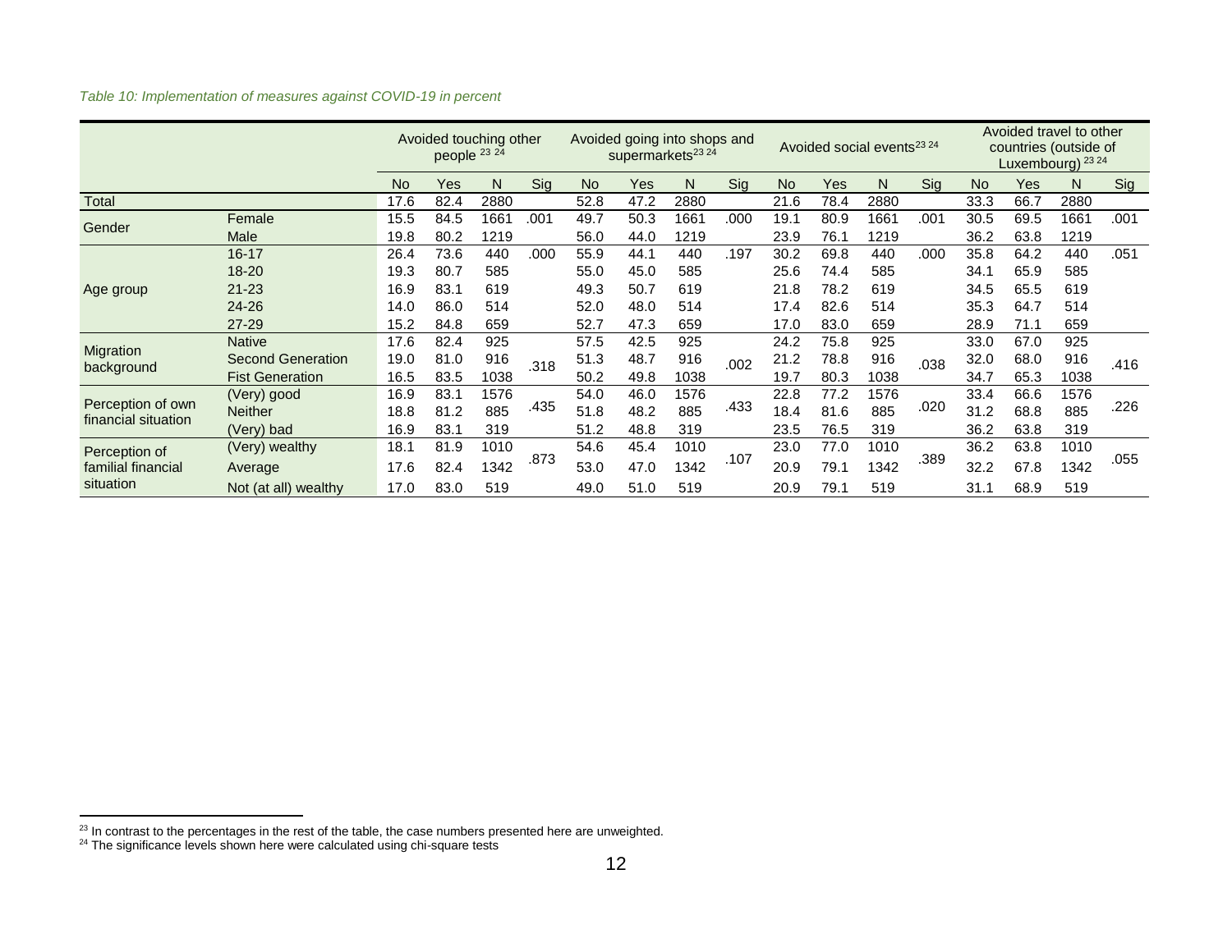*Table 10: Implementation of measures against COVID-19 in percent*

| | | Avoided touching other people [23 24] | | | | Avoided going into shops and supermarkets[23 24] | | | | Avoided social events[23 24] | | | | Avoided travel to other countries (outside of Luxembourg) [23 24] | | | |
|---|---|---|---|---|---|---|---|---|---|---|---|---|---|---|---|---|---|
| | | No | Yes | N | Sig | No | Yes | N | Sig | No | Yes | N | Sig | No | Yes | N | Sig |
| Total | | 17.6 | 82.4 | 2880 | | 52.8 | 47.2 | 2880 | | 21.6 | 78.4 | 2880 | | 33.3 | 66.7 | 2880 | |
| Gender | Female | 15.5 | 84.5 | 1661 | .001 | 49.7 | 50.3 | 1661 | .000 | 19.1 | 80.9 | 1661 | .001 | 30.5 | 69.5 | 1661 | .001 |
| | Male | 19.8 | 80.2 | 1219 | | 56.0 | 44.0 | 1219 | | 23.9 | 76.1 | 1219 | | 36.2 | 63.8 | 1219 | |
| Age group | 16-17 | 26.4 | 73.6 | 440 | .000 | 55.9 | 44.1 | 440 | .197 | 30.2 | 69.8 | 440 | .000 | 35.8 | 64.2 | 440 | .051 |
| | 18-20 | 19.3 | 80.7 | 585 | | 55.0 | 45.0 | 585 | | 25.6 | 74.4 | 585 | | 34.1 | 65.9 | 585 | |
| | 21-23 | 16.9 | 83.1 | 619 | | 49.3 | 50.7 | 619 | | 21.8 | 78.2 | 619 | | 34.5 | 65.5 | 619 | |
| | 24-26 | 14.0 | 86.0 | 514 | | 52.0 | 48.0 | 514 | | 17.4 | 82.6 | 514 | | 35.3 | 64.7 | 514 | |
| | 27-29 | 15.2 | 84.8 | 659 | | 52.7 | 47.3 | 659 | | 17.0 | 83.0 | 659 | | 28.9 | 71.1 | 659 | |
| Migration background | Native | 17.6 | 82.4 | 925 | .318 | 57.5 | 42.5 | 925 | .002 | 24.2 | 75.8 | 925 | .038 | 33.0 | 67.0 | 925 | .416 |
| | Second Generation | 19.0 | 81.0 | 916 | | 51.3 | 48.7 | 916 | | 21.2 | 78.8 | 916 | | 32.0 | 68.0 | 916 | |
| | Fist Generation | 16.5 | 83.5 | 1038 | | 50.2 | 49.8 | 1038 | | 19.7 | 80.3 | 1038 | | 34.7 | 65.3 | 1038 | |
| Perception of own financial situation | (Very) good | 16.9 | 83.1 | 1576 | .435 | 54.0 | 46.0 | 1576 | .433 | 22.8 | 77.2 | 1576 | .020 | 33.4 | 66.6 | 1576 | .226 |
| | Neither | 18.8 | 81.2 | 885 | | 51.8 | 48.2 | 885 | | 18.4 | 81.6 | 885 | | 31.2 | 68.8 | 885 | |
| | (Very) bad | 16.9 | 83.1 | 319 | | 51.2 | 48.8 | 319 | | 23.5 | 76.5 | 319 | | 36.2 | 63.8 | 319 | |
| Perception of familial financial situation | (Very) wealthy | 18.1 | 81.9 | 1010 | .873 | 54.6 | 45.4 | 1010 | .107 | 23.0 | 77.0 | 1010 | .389 | 36.2 | 63.8 | 1010 | .055 |
| | Average | 17.6 | 82.4 | 1342 | | 53.0 | 47.0 | 1342 | | 20.9 | 79.1 | 1342 | | 32.2 | 67.8 | 1342 | |
| | Not (at all) wealthy | 17.0 | 83.0 | 519 | | 49.0 | 51.0 | 519 | | 20.9 | 79.1 | 519 | | 31.1 | 68.9 | 519 | |

[23] In contrast to the percentages in the rest of the table, the case numbers presented here are unweighted.
[24] The significance levels shown here were calculated using chi-square tests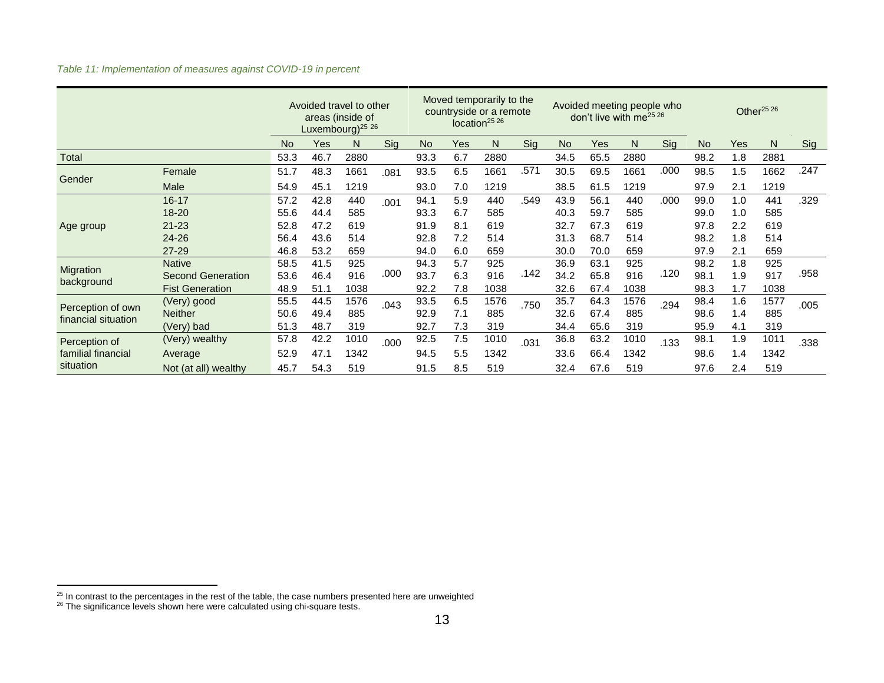*Table 11: Implementation of measures against COVID-19 in percent*

| | | Avoided travel to other areas (inside of Luxembourg)[25 26] | | | | Moved temporarily to the countryside or a remote location[25 26] | | | | Avoided meeting people who don't live with me[25 26] | | | | Other[25 26] | | | |
|---|---|---|---|---|---|---|---|---|---|---|---|---|---|---|---|---|---|
| | | No | Yes | N | Sig | No | Yes | N | Sig | No | Yes | N | Sig | No | Yes | N | Sig |
| Total | | 53.3 | 46.7 | 2880 | | 93.3 | 6.7 | 2880 | | 34.5 | 65.5 | 2880 | | 98.2 | 1.8 | 2881 | |
| Gender | Female | 51.7 | 48.3 | 1661 | .081 | 93.5 | 6.5 | 1661 | .571 | 30.5 | 69.5 | 1661 | .000 | 98.5 | 1.5 | 1662 | .247 |
| | Male | 54.9 | 45.1 | 1219 | | 93.0 | 7.0 | 1219 | | 38.5 | 61.5 | 1219 | | 97.9 | 2.1 | 1219 | |
| Age group | 16-17 | 57.2 | 42.8 | 440 | .001 | 94.1 | 5.9 | 440 | .549 | 43.9 | 56.1 | 440 | .000 | 99.0 | 1.0 | 441 | .329 |
| | 18-20 | 55.6 | 44.4 | 585 | | 93.3 | 6.7 | 585 | | 40.3 | 59.7 | 585 | | 99.0 | 1.0 | 585 | |
| | 21-23 | 52.8 | 47.2 | 619 | | 91.9 | 8.1 | 619 | | 32.7 | 67.3 | 619 | | 97.8 | 2.2 | 619 | |
| | 24-26 | 56.4 | 43.6 | 514 | | 92.8 | 7.2 | 514 | | 31.3 | 68.7 | 514 | | 98.2 | 1.8 | 514 | |
| | 27-29 | 46.8 | 53.2 | 659 | | 94.0 | 6.0 | 659 | | 30.0 | 70.0 | 659 | | 97.9 | 2.1 | 659 | |
| Migration background | Native | 58.5 | 41.5 | 925 | .000 | 94.3 | 5.7 | 925 | .142 | 36.9 | 63.1 | 925 | .120 | 98.2 | 1.8 | 925 | .958 |
| | Second Generation | 53.6 | 46.4 | 916 | | 93.7 | 6.3 | 916 | | 34.2 | 65.8 | 916 | | 98.1 | 1.9 | 917 | |
| | Fist Generation | 48.9 | 51.1 | 1038 | | 92.2 | 7.8 | 1038 | | 32.6 | 67.4 | 1038 | | 98.3 | 1.7 | 1038 | |
| Perception of own financial situation | (Very) good | 55.5 | 44.5 | 1576 | .043 | 93.5 | 6.5 | 1576 | .750 | 35.7 | 64.3 | 1576 | .294 | 98.4 | 1.6 | 1577 | .005 |
| | Neither | 50.6 | 49.4 | 885 | | 92.9 | 7.1 | 885 | | 32.6 | 67.4 | 885 | | 98.6 | 1.4 | 885 | |
| | (Very) bad | 51.3 | 48.7 | 319 | | 92.7 | 7.3 | 319 | | 34.4 | 65.6 | 319 | | 95.9 | 4.1 | 319 | |
| Perception of familial financial situation | (Very) wealthy | 57.8 | 42.2 | 1010 | .000 | 92.5 | 7.5 | 1010 | .031 | 36.8 | 63.2 | 1010 | .133 | 98.1 | 1.9 | 1011 | .338 |
| | Average | 52.9 | 47.1 | 1342 | | 94.5 | 5.5 | 1342 | | 33.6 | 66.4 | 1342 | | 98.6 | 1.4 | 1342 | |
| | Not (at all) wealthy | 45.7 | 54.3 | 519 | | 91.5 | 8.5 | 519 | | 32.4 | 67.6 | 519 | | 97.6 | 2.4 | 519 | |

[25] In contrast to the percentages in the rest of the table, the case numbers presented here are unweighted
[26] The significance levels shown here were calculated using chi-square tests.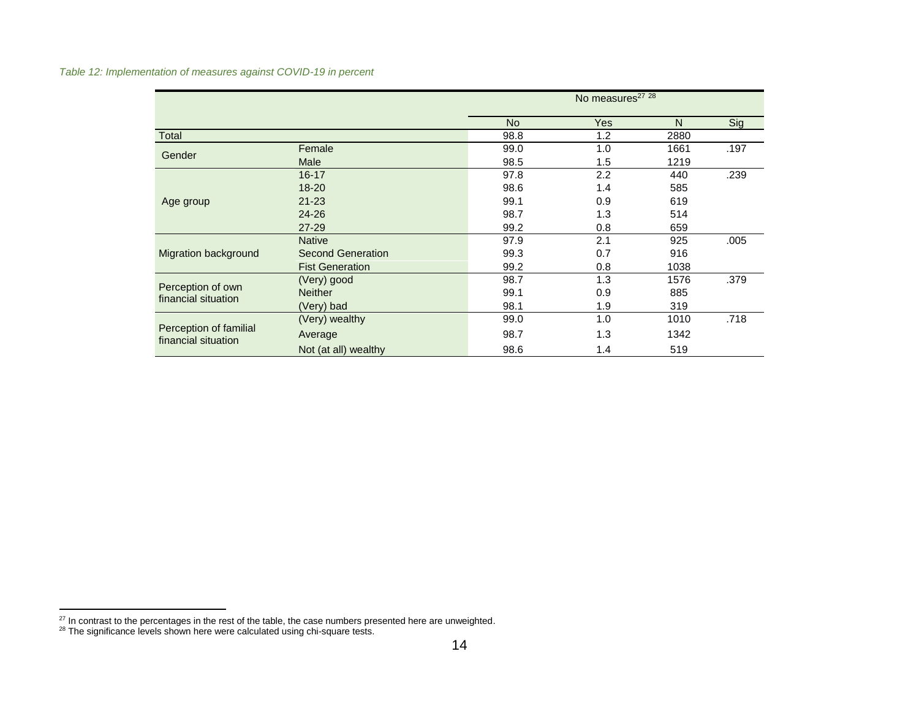*Table 12: Implementation of measures against COVID-19 in percent*

| | | No measures[27] [28] | | | |
|---|---|---|---|---|---|
| | | No | Yes | N | Sig |
| Total | | 98.8 | 1.2 | 2880 | |
| Gender | Female | 99.0 | 1.0 | 1661 | .197 |
| | Male | 98.5 | 1.5 | 1219 | |
| Age group | 16-17 | 97.8 | 2.2 | 440 | .239 |
| | 18-20 | 98.6 | 1.4 | 585 | |
| | 21-23 | 99.1 | 0.9 | 619 | |
| | 24-26 | 98.7 | 1.3 | 514 | |
| | 27-29 | 99.2 | 0.8 | 659 | |
| Migration background | Native | 97.9 | 2.1 | 925 | .005 |
| | Second Generation | 99.3 | 0.7 | 916 | |
| | Fist Generation | 99.2 | 0.8 | 1038 | |
| Perception of own financial situation | (Very) good | 98.7 | 1.3 | 1576 | .379 |
| | Neither | 99.1 | 0.9 | 885 | |
| | (Very) bad | 98.1 | 1.9 | 319 | |
| Perception of familial financial situation | (Very) wealthy | 99.0 | 1.0 | 1010 | .718 |
| | Average | 98.7 | 1.3 | 1342 | |
| | Not (at all) wealthy | 98.6 | 1.4 | 519 | |

[27] In contrast to the percentages in the rest of the table, the case numbers presented here are unweighted.

[28] The significance levels shown here were calculated using chi-square tests.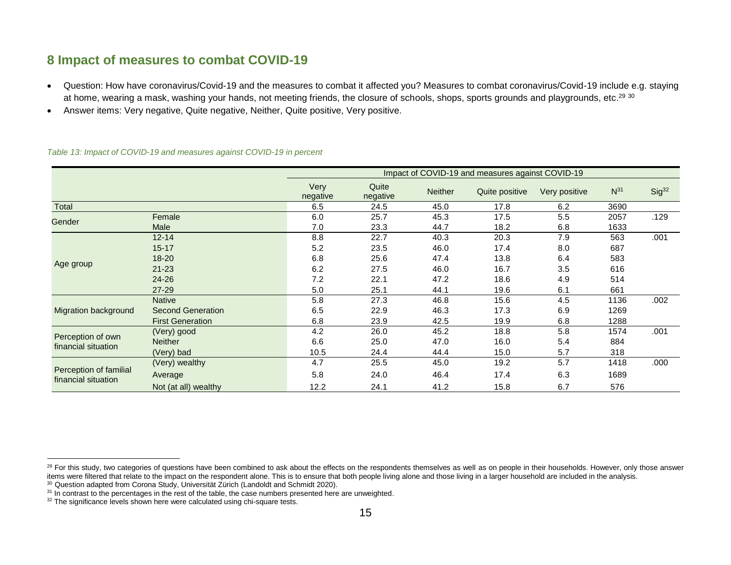## 8 Impact of measures to combat COVID-19

- Question: How have coronavirus/Covid-19 and the measures to combat it affected you? Measures to combat coronavirus/Covid-19 include e.g. staying at home, wearing a mask, washing your hands, not meeting friends, the closure of schools, shops, sports grounds and playgrounds, etc.[29] [30]
- Answer items: Very negative, Quite negative, Neither, Quite positive, Very positive.

*Table 13: Impact of COVID-19 and measures against COVID-19 in percent*

| | | Impact of COVID-19 and measures against COVID-19 | | | | | | |
|---|---|---|---|---|---|---|---|---|
| | | Very negative | Quite negative | Neither | Quite positive | Very positive | N[31] | Sig[32] |
| Total | | 6.5 | 24.5 | 45.0 | 17.8 | 6.2 | 3690 | |
| Gender | Female | 6.0 | 25.7 | 45.3 | 17.5 | 5.5 | 2057 | .129 |
| | Male | 7.0 | 23.3 | 44.7 | 18.2 | 6.8 | 1633 | |
| Age group | 12-14 | 8.8 | 22.7 | 40.3 | 20.3 | 7.9 | 563 | .001 |
| | 15-17 | 5.2 | 23.5 | 46.0 | 17.4 | 8.0 | 687 | |
| | 18-20 | 6.8 | 25.6 | 47.4 | 13.8 | 6.4 | 583 | |
| | 21-23 | 6.2 | 27.5 | 46.0 | 16.7 | 3.5 | 616 | |
| | 24-26 | 7.2 | 22.1 | 47.2 | 18.6 | 4.9 | 514 | |
| | 27-29 | 5.0 | 25.1 | 44.1 | 19.6 | 6.1 | 661 | |
| Migration background | Native | 5.8 | 27.3 | 46.8 | 15.6 | 4.5 | 1136 | .002 |
| | Second Generation | 6.5 | 22.9 | 46.3 | 17.3 | 6.9 | 1269 | |
| | First Generation | 6.8 | 23.9 | 42.5 | 19.9 | 6.8 | 1288 | |
| Perception of own financial situation | (Very) good | 4.2 | 26.0 | 45.2 | 18.8 | 5.8 | 1574 | .001 |
| | Neither | 6.6 | 25.0 | 47.0 | 16.0 | 5.4 | 884 | |
| | (Very) bad | 10.5 | 24.4 | 44.4 | 15.0 | 5.7 | 318 | |
| Perception of familial financial situation | (Very) wealthy | 4.7 | 25.5 | 45.0 | 19.2 | 5.7 | 1418 | .000 |
| | Average | 5.8 | 24.0 | 46.4 | 17.4 | 6.3 | 1689 | |
| | Not (at all) wealthy | 12.2 | 24.1 | 41.2 | 15.8 | 6.7 | 576 | |

[29] For this study, two categories of questions have been combined to ask about the effects on the respondents themselves as well as on people in their households. However, only those answer items were filtered that relate to the impact on the respondent alone. This is to ensure that both people living alone and those living in a larger household are included in the analysis.

[30] Question adapted from Corona Study, Universität Zürich (Landoldt and Schmidt 2020).

[31] In contrast to the percentages in the rest of the table, the case numbers presented here are unweighted.

[32] The significance levels shown here were calculated using chi-square tests.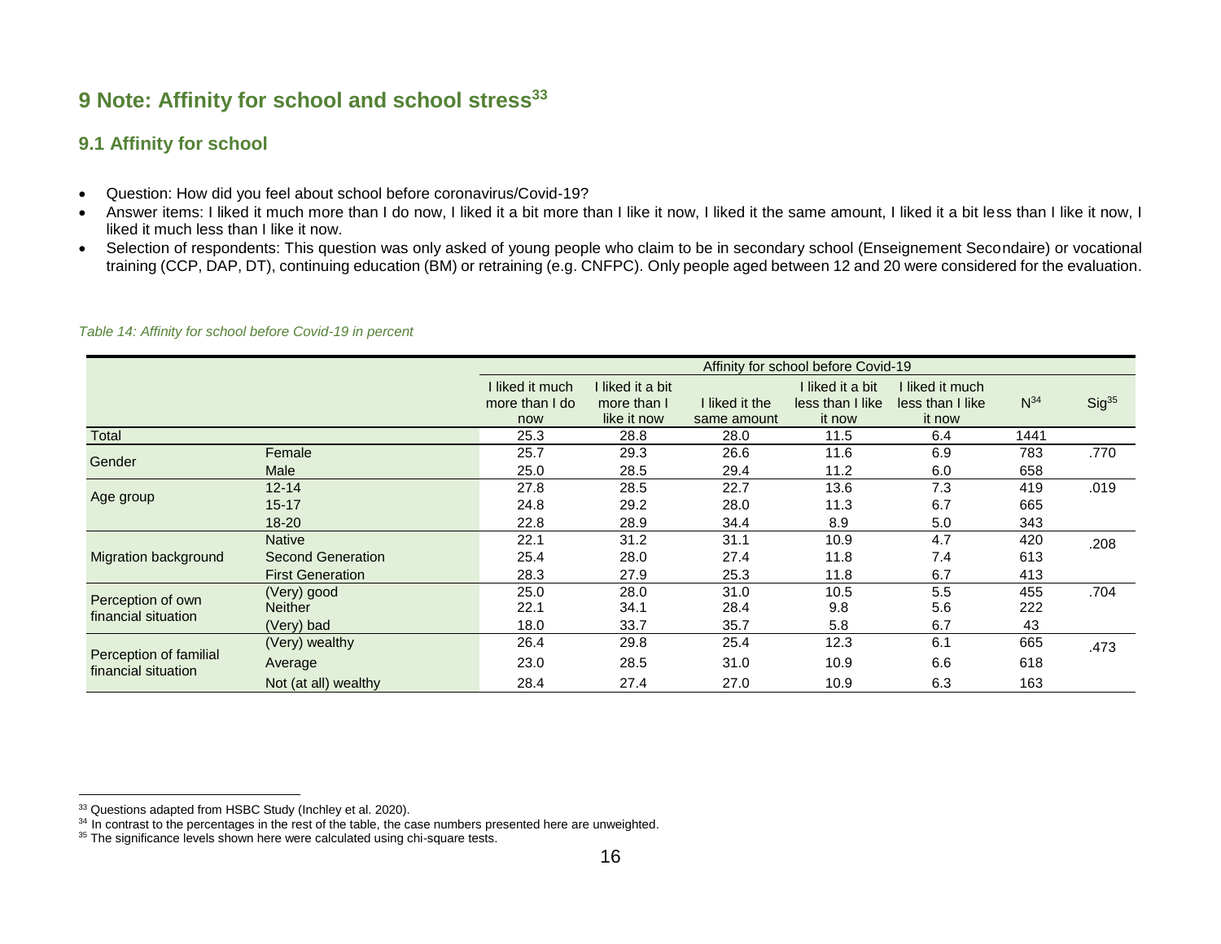# 9 Note: Affinity for school and school stress[33]

## 9.1 Affinity for school

- Question: How did you feel about school before coronavirus/Covid-19?
- Answer items: I liked it much more than I do now, I liked it a bit more than I like it now, I liked it the same amount, I liked it a bit less than I like it now, I liked it much less than I like it now.
- Selection of respondents: This question was only asked of young people who claim to be in secondary school (Enseignement Secondaire) or vocational training (CCP, DAP, DT), continuing education (BM) or retraining (e.g. CNFPC). Only people aged between 12 and 20 were considered for the evaluation.

*Table 14: Affinity for school before Covid-19 in percent*

| | | Affinity for school before Covid-19 | | | | | | |
|---|---|---|---|---|---|---|---|---|
| | | I liked it much more than I do now | I liked it a bit more than I like it now | I liked it the same amount | I liked it a bit less than I like it now | I liked it much less than I like it now | N[34] | Sig[35] |
| Total | | 25.3 | 28.8 | 28.0 | 11.5 | 6.4 | 1441 | |
| Gender | Female | 25.7 | 29.3 | 26.6 | 11.6 | 6.9 | 783 | .770 |
| | Male | 25.0 | 28.5 | 29.4 | 11.2 | 6.0 | 658 | |
| Age group | 12-14 | 27.8 | 28.5 | 22.7 | 13.6 | 7.3 | 419 | .019 |
| | 15-17 | 24.8 | 29.2 | 28.0 | 11.3 | 6.7 | 665 | |
| | 18-20 | 22.8 | 28.9 | 34.4 | 8.9 | 5.0 | 343 | |
| Migration background | Native | 22.1 | 31.2 | 31.1 | 10.9 | 4.7 | 420 | .208 |
| | Second Generation | 25.4 | 28.0 | 27.4 | 11.8 | 7.4 | 613 | |
| | First Generation | 28.3 | 27.9 | 25.3 | 11.8 | 6.7 | 413 | |
| Perception of own financial situation | (Very) good | 25.0 | 28.0 | 31.0 | 10.5 | 5.5 | 455 | .704 |
| | Neither | 22.1 | 34.1 | 28.4 | 9.8 | 5.6 | 222 | |
| | (Very) bad | 18.0 | 33.7 | 35.7 | 5.8 | 6.7 | 43 | |
| Perception of familial financial situation | (Very) wealthy | 26.4 | 29.8 | 25.4 | 12.3 | 6.1 | 665 | .473 |
| | Average | 23.0 | 28.5 | 31.0 | 10.9 | 6.6 | 618 | |
| | Not (at all) wealthy | 28.4 | 27.4 | 27.0 | 10.9 | 6.3 | 163 | |

[33] Questions adapted from HSBC Study (Inchley et al. 2020).

[34] In contrast to the percentages in the rest of the table, the case numbers presented here are unweighted.

[35] The significance levels shown here were calculated using chi-square tests.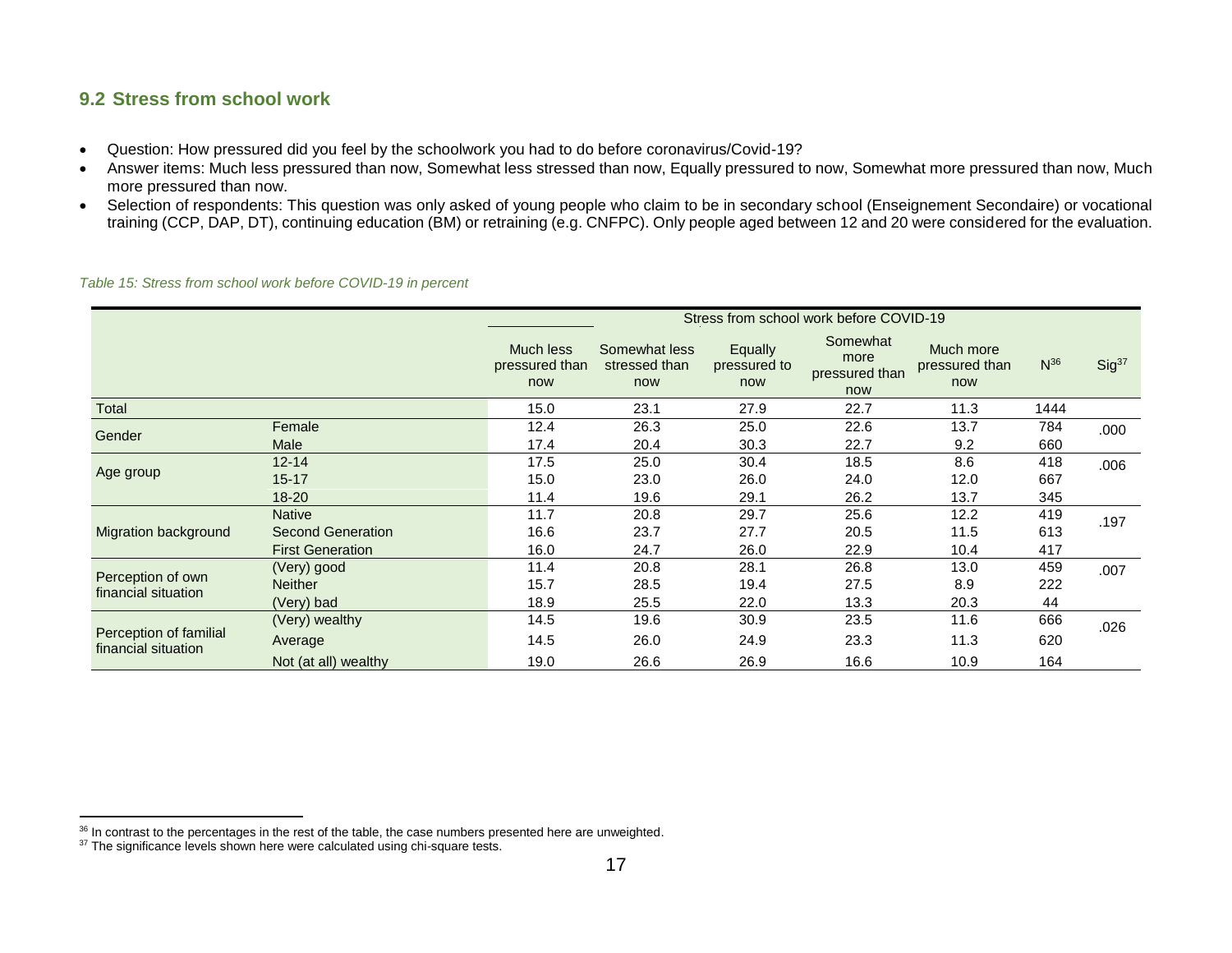## 9.2 Stress from school work

- Question: How pressured did you feel by the schoolwork you had to do before coronavirus/Covid-19?
- Answer items: Much less pressured than now, Somewhat less stressed than now, Equally pressured to now, Somewhat more pressured than now, Much more pressured than now.
- Selection of respondents: This question was only asked of young people who claim to be in secondary school (Enseignement Secondaire) or vocational training (CCP, DAP, DT), continuing education (BM) or retraining (e.g. CNFPC). Only people aged between 12 and 20 were considered for the evaluation.

*Table 15: Stress from school work before COVID-19 in percent*

| | | Stress from school work before COVID-19 | | | | | | |
|---|---|---|---|---|---|---|---|---|
| | | Much less pressured than now | Somewhat less stressed than now | Equally pressured to now | Somewhat more pressured than now | Much more pressured than now | N[36] | Sig[37] |
| Total | | 15.0 | 23.1 | 27.9 | 22.7 | 11.3 | 1444 | |
| Gender | Female | 12.4 | 26.3 | 25.0 | 22.6 | 13.7 | 784 | .000 |
| | Male | 17.4 | 20.4 | 30.3 | 22.7 | 9.2 | 660 | |
| Age group | 12-14 | 17.5 | 25.0 | 30.4 | 18.5 | 8.6 | 418 | .006 |
| | 15-17 | 15.0 | 23.0 | 26.0 | 24.0 | 12.0 | 667 | |
| | 18-20 | 11.4 | 19.6 | 29.1 | 26.2 | 13.7 | 345 | |
| Migration background | Native | 11.7 | 20.8 | 29.7 | 25.6 | 12.2 | 419 | .197 |
| | Second Generation | 16.6 | 23.7 | 27.7 | 20.5 | 11.5 | 613 | |
| | First Generation | 16.0 | 24.7 | 26.0 | 22.9 | 10.4 | 417 | |
| Perception of own financial situation | (Very) good | 11.4 | 20.8 | 28.1 | 26.8 | 13.0 | 459 | .007 |
| | Neither | 15.7 | 28.5 | 19.4 | 27.5 | 8.9 | 222 | |
| | (Very) bad | 18.9 | 25.5 | 22.0 | 13.3 | 20.3 | 44 | |
| Perception of familial financial situation | (Very) wealthy | 14.5 | 19.6 | 30.9 | 23.5 | 11.6 | 666 | .026 |
| | Average | 14.5 | 26.0 | 24.9 | 23.3 | 11.3 | 620 | |
| | Not (at all) wealthy | 19.0 | 26.6 | 26.9 | 16.6 | 10.9 | 164 | |

[36] In contrast to the percentages in the rest of the table, the case numbers presented here are unweighted.

[37] The significance levels shown here were calculated using chi-square tests.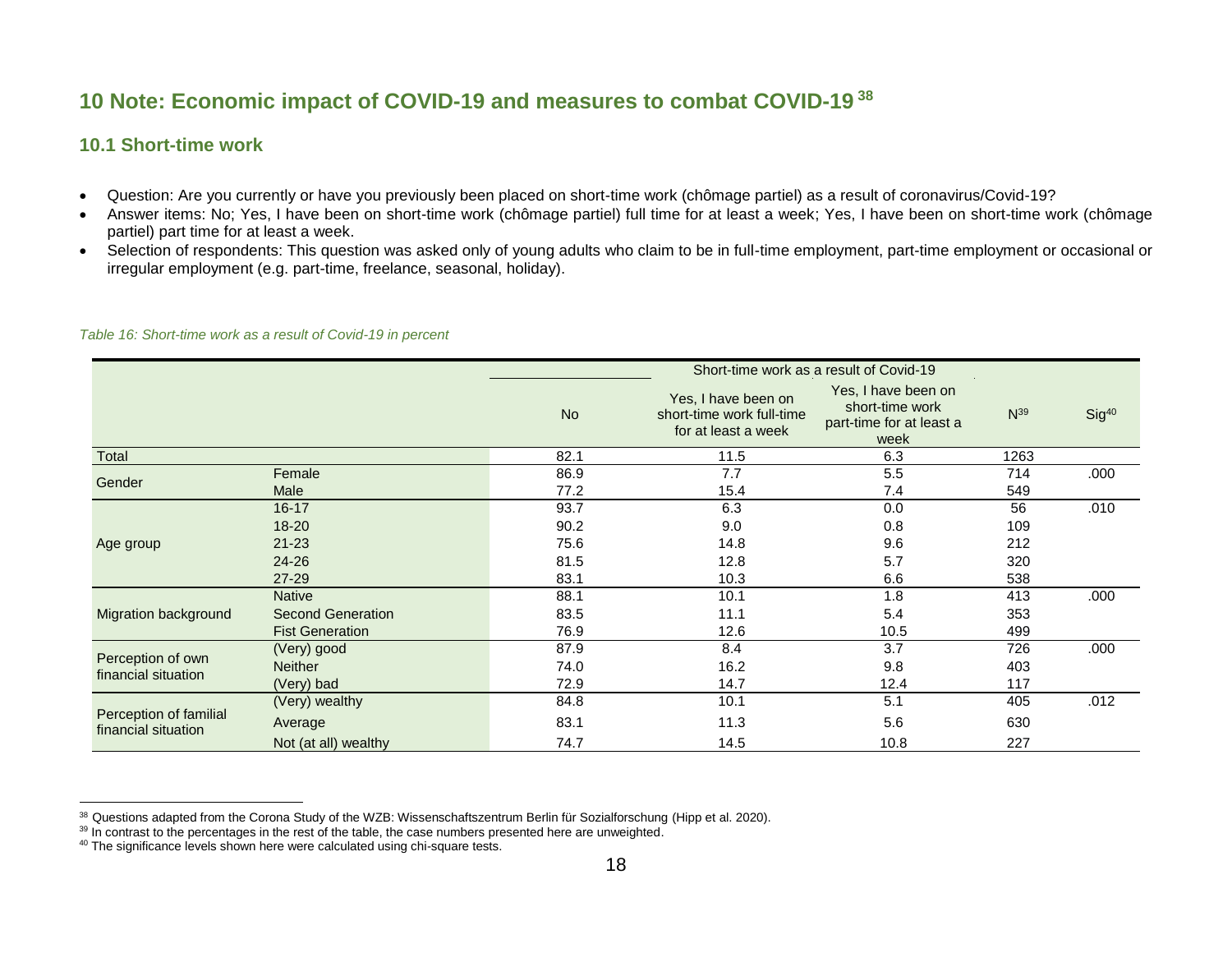# 10 Note: Economic impact of COVID-19 and measures to combat COVID-19 [38]

## 10.1 Short-time work

- Question: Are you currently or have you previously been placed on short-time work (chômage partiel) as a result of coronavirus/Covid-19?
- Answer items: No; Yes, I have been on short-time work (chômage partiel) full time for at least a week; Yes, I have been on short-time work (chômage partiel) part time for at least a week.
- Selection of respondents: This question was asked only of young adults who claim to be in full-time employment, part-time employment or occasional or irregular employment (e.g. part-time, freelance, seasonal, holiday).

*Table 16: Short-time work as a result of Covid-19 in percent*

| | | Short-time work as a result of Covid-19 | | | | |
|---|---|---|---|---|---|---|
| | | No | Yes, I have been on short-time work full-time for at least a week | Yes, I have been on short-time work part-time for at least a week | N[39] | Sig[40] |
| Total | | 82.1 | 11.5 | 6.3 | 1263 | |
| Gender | Female | 86.9 | 7.7 | 5.5 | 714 | .000 |
| | Male | 77.2 | 15.4 | 7.4 | 549 | |
| Age group | 16-17 | 93.7 | 6.3 | 0.0 | 56 | .010 |
| | 18-20 | 90.2 | 9.0 | 0.8 | 109 | |
| | 21-23 | 75.6 | 14.8 | 9.6 | 212 | |
| | 24-26 | 81.5 | 12.8 | 5.7 | 320 | |
| | 27-29 | 83.1 | 10.3 | 6.6 | 538 | |
| Migration background | Native | 88.1 | 10.1 | 1.8 | 413 | .000 |
| | Second Generation | 83.5 | 11.1 | 5.4 | 353 | |
| | Fist Generation | 76.9 | 12.6 | 10.5 | 499 | |
| Perception of own financial situation | (Very) good | 87.9 | 8.4 | 3.7 | 726 | .000 |
| | Neither | 74.0 | 16.2 | 9.8 | 403 | |
| | (Very) bad | 72.9 | 14.7 | 12.4 | 117 | |
| Perception of familial financial situation | (Very) wealthy | 84.8 | 10.1 | 5.1 | 405 | .012 |
| | Average | 83.1 | 11.3 | 5.6 | 630 | |
| | Not (at all) wealthy | 74.7 | 14.5 | 10.8 | 227 | |

[38] Questions adapted from the Corona Study of the WZB: Wissenschaftszentrum Berlin für Sozialforschung (Hipp et al. 2020).

[39] In contrast to the percentages in the rest of the table, the case numbers presented here are unweighted.

[40] The significance levels shown here were calculated using chi-square tests.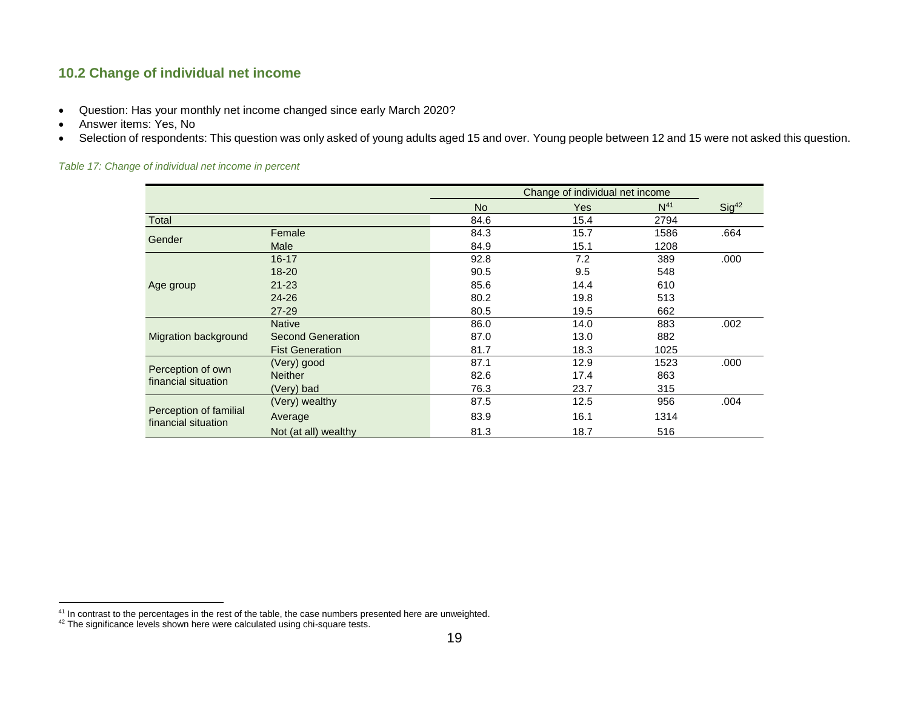## 10.2 Change of individual net income

- Question: Has your monthly net income changed since early March 2020?
- Answer items: Yes, No
- Selection of respondents: This question was only asked of young adults aged 15 and over. Young people between 12 and 15 were not asked this question.

*Table 17: Change of individual net income in percent*

| | | Change of individual net income | | | |
|---|---|---|---|---|---|
| | | No | Yes | N[41] | Sig[42] |
| Total | | 84.6 | 15.4 | 2794 | |
| Gender | Female | 84.3 | 15.7 | 1586 | .664 |
| | Male | 84.9 | 15.1 | 1208 | |
| Age group | 16-17 | 92.8 | 7.2 | 389 | .000 |
| | 18-20 | 90.5 | 9.5 | 548 | |
| | 21-23 | 85.6 | 14.4 | 610 | |
| | 24-26 | 80.2 | 19.8 | 513 | |
| | 27-29 | 80.5 | 19.5 | 662 | |
| Migration background | Native | 86.0 | 14.0 | 883 | .002 |
| | Second Generation | 87.0 | 13.0 | 882 | |
| | Fist Generation | 81.7 | 18.3 | 1025 | |
| Perception of own financial situation | (Very) good | 87.1 | 12.9 | 1523 | .000 |
| | Neither | 82.6 | 17.4 | 863 | |
| | (Very) bad | 76.3 | 23.7 | 315 | |
| Perception of familial financial situation | (Very) wealthy | 87.5 | 12.5 | 956 | .004 |
| | Average | 83.9 | 16.1 | 1314 | |
| | Not (at all) wealthy | 81.3 | 18.7 | 516 | |

[41] In contrast to the percentages in the rest of the table, the case numbers presented here are unweighted.

[42] The significance levels shown here were calculated using chi-square tests.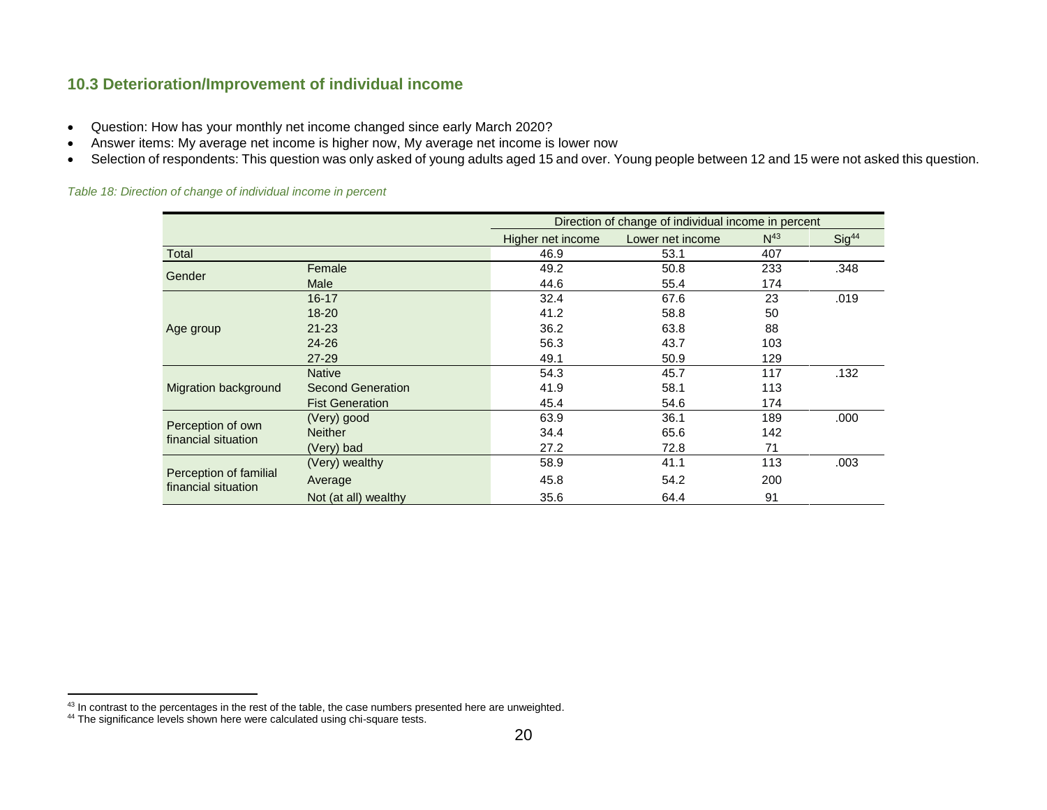## 10.3 Deterioration/Improvement of individual income

- Question: How has your monthly net income changed since early March 2020?
- Answer items: My average net income is higher now, My average net income is lower now
- Selection of respondents: This question was only asked of young adults aged 15 and over. Young people between 12 and 15 were not asked this question.

*Table 18: Direction of change of individual income in percent*

| | | Direction of change of individual income in percent | | | |
|---|---|---|---|---|---|
| | | Higher net income | Lower net income | N[43] | Sig[44] |
| Total | | 46.9 | 53.1 | 407 | |
| Gender | Female | 49.2 | 50.8 | 233 | .348 |
| | Male | 44.6 | 55.4 | 174 | |
| Age group | 16-17 | 32.4 | 67.6 | 23 | .019 |
| | 18-20 | 41.2 | 58.8 | 50 | |
| | 21-23 | 36.2 | 63.8 | 88 | |
| | 24-26 | 56.3 | 43.7 | 103 | |
| | 27-29 | 49.1 | 50.9 | 129 | |
| Migration background | Native | 54.3 | 45.7 | 117 | .132 |
| | Second Generation | 41.9 | 58.1 | 113 | |
| | Fist Generation | 45.4 | 54.6 | 174 | |
| Perception of own financial situation | (Very) good | 63.9 | 36.1 | 189 | .000 |
| | Neither | 34.4 | 65.6 | 142 | |
| | (Very) bad | 27.2 | 72.8 | 71 | |
| Perception of familial financial situation | (Very) wealthy | 58.9 | 41.1 | 113 | .003 |
| | Average | 45.8 | 54.2 | 200 | |
| | Not (at all) wealthy | 35.6 | 64.4 | 91 | |

[43] In contrast to the percentages in the rest of the table, the case numbers presented here are unweighted.

[44] The significance levels shown here were calculated using chi-square tests.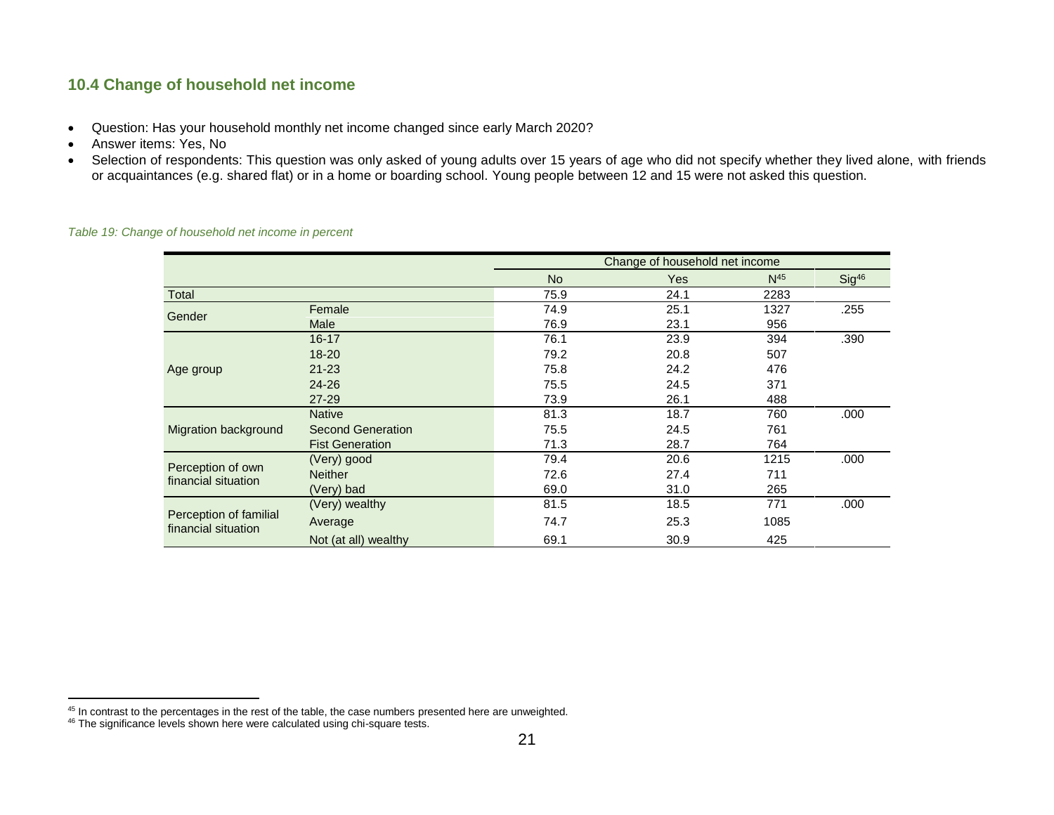## 10.4 Change of household net income

- Question: Has your household monthly net income changed since early March 2020?
- Answer items: Yes, No
- Selection of respondents: This question was only asked of young adults over 15 years of age who did not specify whether they lived alone, with friends or acquaintances (e.g. shared flat) or in a home or boarding school. Young people between 12 and 15 were not asked this question.

*Table 19: Change of household net income in percent*

| | | Change of household net income | | | |
|---|---|---|---|---|---|
| | | No | Yes | N[45] | Sig[46] |
| Total | | 75.9 | 24.1 | 2283 | |
| Gender | Female | 74.9 | 25.1 | 1327 | .255 |
| | Male | 76.9 | 23.1 | 956 | |
| Age group | 16-17 | 76.1 | 23.9 | 394 | .390 |
| | 18-20 | 79.2 | 20.8 | 507 | |
| | 21-23 | 75.8 | 24.2 | 476 | |
| | 24-26 | 75.5 | 24.5 | 371 | |
| | 27-29 | 73.9 | 26.1 | 488 | |
| Migration background | Native | 81.3 | 18.7 | 760 | .000 |
| | Second Generation | 75.5 | 24.5 | 761 | |
| | Fist Generation | 71.3 | 28.7 | 764 | |
| Perception of own financial situation | (Very) good | 79.4 | 20.6 | 1215 | .000 |
| | Neither | 72.6 | 27.4 | 711 | |
| | (Very) bad | 69.0 | 31.0 | 265 | |
| Perception of familial financial situation | (Very) wealthy | 81.5 | 18.5 | 771 | .000 |
| | Average | 74.7 | 25.3 | 1085 | |
| | Not (at all) wealthy | 69.1 | 30.9 | 425 | |

[45] In contrast to the percentages in the rest of the table, the case numbers presented here are unweighted.

[46] The significance levels shown here were calculated using chi-square tests.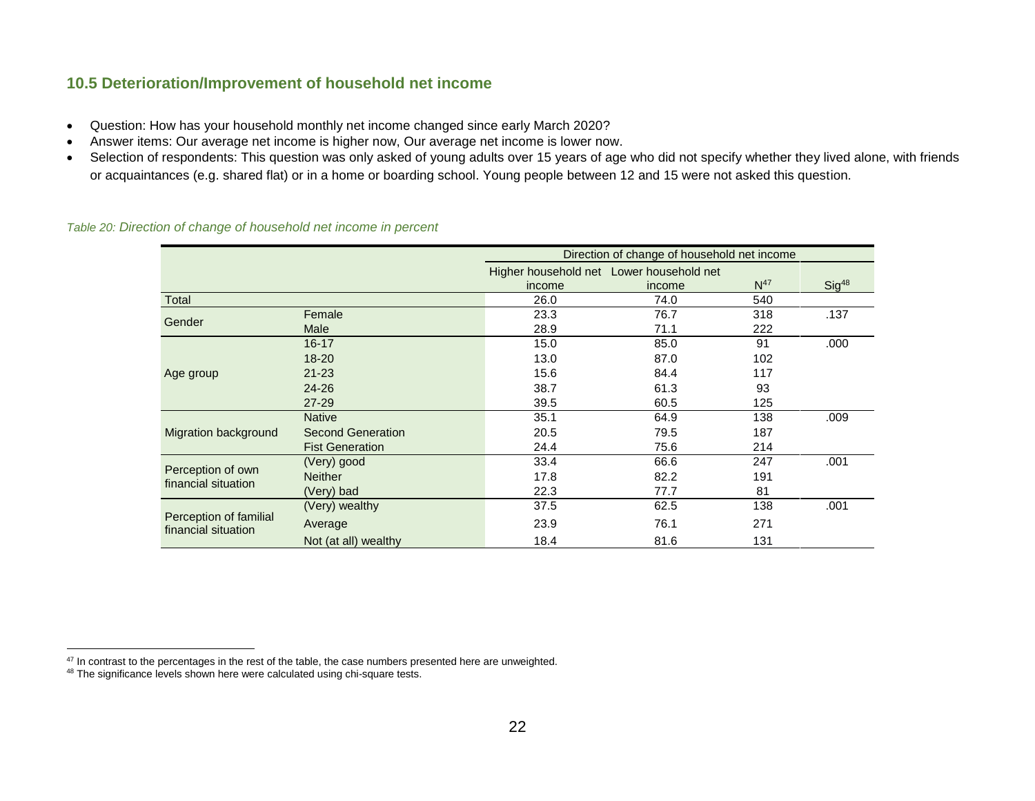## 10.5 Deterioration/Improvement of household net income

- Question: How has your household monthly net income changed since early March 2020?
- Answer items: Our average net income is higher now, Our average net income is lower now.
- Selection of respondents: This question was only asked of young adults over 15 years of age who did not specify whether they lived alone, with friends or acquaintances (e.g. shared flat) or in a home or boarding school. Young people between 12 and 15 were not asked this question.

*Table 20: Direction of change of household net income in percent*

| | | Direction of change of household net income | | | |
|---|---|---|---|---|---|
| | | Higher household net income | Lower household net income | N[47] | Sig[48] |
| Total | | 26.0 | 74.0 | 540 | |
| Gender | Female | 23.3 | 76.7 | 318 | .137 |
| | Male | 28.9 | 71.1 | 222 | |
| Age group | 16-17 | 15.0 | 85.0 | 91 | .000 |
| | 18-20 | 13.0 | 87.0 | 102 | |
| | 21-23 | 15.6 | 84.4 | 117 | |
| | 24-26 | 38.7 | 61.3 | 93 | |
| | 27-29 | 39.5 | 60.5 | 125 | |
| Migration background | Native | 35.1 | 64.9 | 138 | .009 |
| | Second Generation | 20.5 | 79.5 | 187 | |
| | Fist Generation | 24.4 | 75.6 | 214 | |
| Perception of own financial situation | (Very) good | 33.4 | 66.6 | 247 | .001 |
| | Neither | 17.8 | 82.2 | 191 | |
| | (Very) bad | 22.3 | 77.7 | 81 | |
| Perception of familial financial situation | (Very) wealthy | 37.5 | 62.5 | 138 | .001 |
| | Average | 23.9 | 76.1 | 271 | |
| | Not (at all) wealthy | 18.4 | 81.6 | 131 | |

[47] In contrast to the percentages in the rest of the table, the case numbers presented here are unweighted.

[48] The significance levels shown here were calculated using chi-square tests.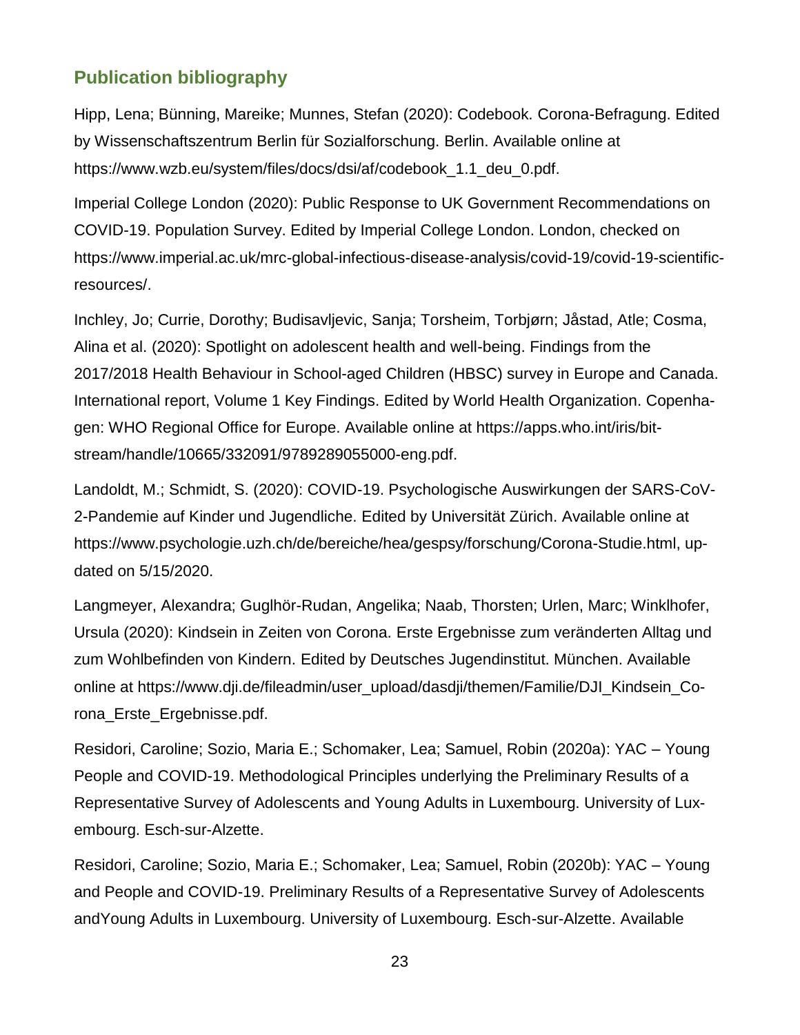## Publication bibliography

Hipp, Lena; Bünning, Mareike; Munnes, Stefan (2020): Codebook. Corona-Befragung. Edited by Wissenschaftszentrum Berlin für Sozialforschung. Berlin. Available online at https://www.wzb.eu/system/files/docs/dsi/af/codebook_1.1_deu_0.pdf.

Imperial College London (2020): Public Response to UK Government Recommendations on COVID-19. Population Survey. Edited by Imperial College London. London, checked on https://www.imperial.ac.uk/mrc-global-infectious-disease-analysis/covid-19/covid-19-scientific-resources/.

Inchley, Jo; Currie, Dorothy; Budisavljevic, Sanja; Torsheim, Torbjørn; Jåstad, Atle; Cosma, Alina et al. (2020): Spotlight on adolescent health and well-being. Findings from the 2017/2018 Health Behaviour in School-aged Children (HBSC) survey in Europe and Canada. International report, Volume 1 Key Findings. Edited by World Health Organization. Copenhagen: WHO Regional Office for Europe. Available online at https://apps.who.int/iris/bitstream/handle/10665/332091/9789289055000-eng.pdf.

Landoldt, M.; Schmidt, S. (2020): COVID-19. Psychologische Auswirkungen der SARS-CoV-2-Pandemie auf Kinder und Jugendliche. Edited by Universität Zürich. Available online at https://www.psychologie.uzh.ch/de/bereiche/hea/gespsy/forschung/Corona-Studie.html, updated on 5/15/2020.

Langmeyer, Alexandra; Guglhör-Rudan, Angelika; Naab, Thorsten; Urlen, Marc; Winklhofer, Ursula (2020): Kindsein in Zeiten von Corona. Erste Ergebnisse zum veränderten Alltag und zum Wohlbefinden von Kindern. Edited by Deutsches Jugendinstitut. München. Available online at https://www.dji.de/fileadmin/user_upload/dasdji/themen/Familie/DJI_Kindsein_Corona_Erste_Ergebnisse.pdf.

Residori, Caroline; Sozio, Maria E.; Schomaker, Lea; Samuel, Robin (2020a): YAC – Young People and COVID-19. Methodological Principles underlying the Preliminary Results of a Representative Survey of Adolescents and Young Adults in Luxembourg. University of Luxembourg. Esch-sur-Alzette.

Residori, Caroline; Sozio, Maria E.; Schomaker, Lea; Samuel, Robin (2020b): YAC – Young and People and COVID-19. Preliminary Results of a Representative Survey of Adolescents andYoung Adults in Luxembourg. University of Luxembourg. Esch-sur-Alzette. Available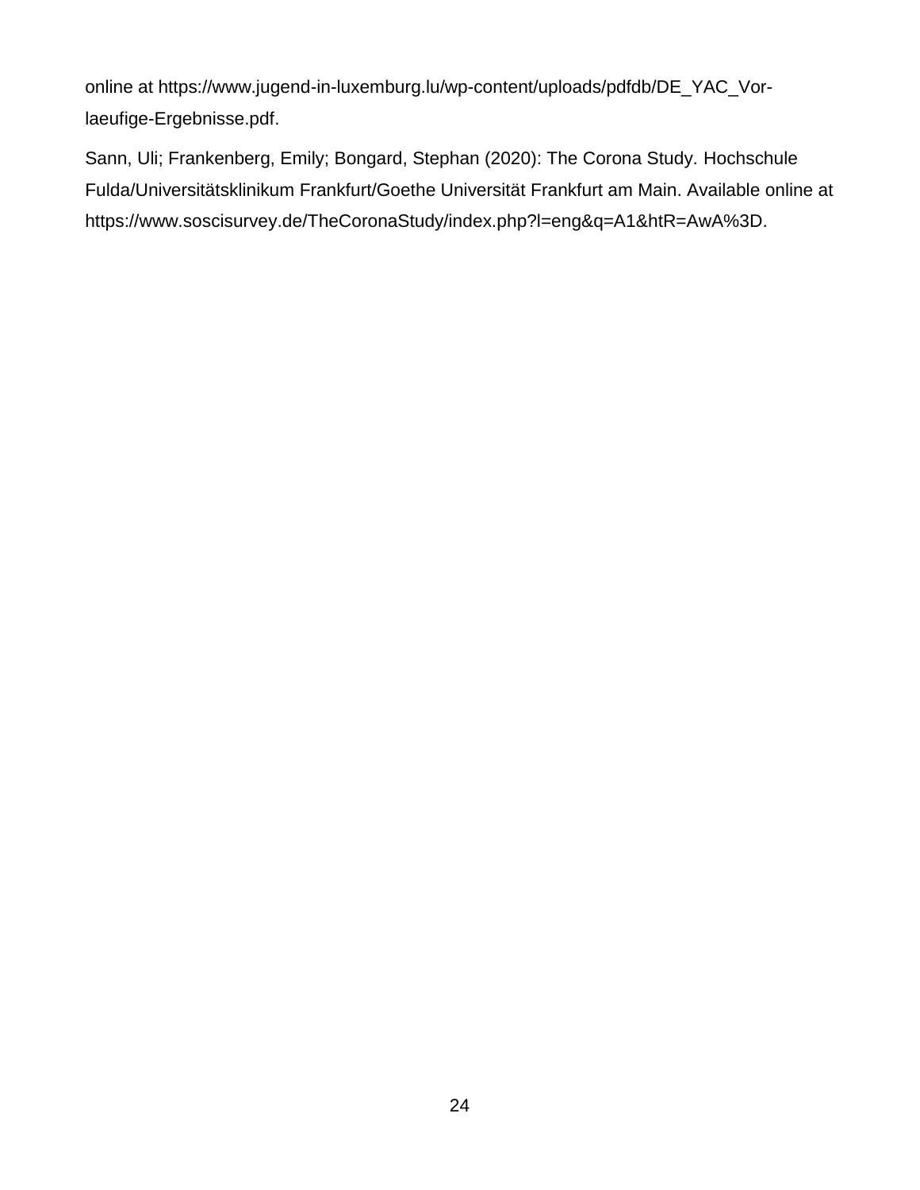online at https://www.jugend-in-luxemburg.lu/wp-content/uploads/pdfdb/DE_YAC_Vor-laeufige-Ergebnisse.pdf.

Sann, Uli; Frankenberg, Emily; Bongard, Stephan (2020): The Corona Study. Hochschule Fulda/Universitätsklinikum Frankfurt/Goethe Universität Frankfurt am Main. Available online at https://www.soscisurvey.de/TheCoronaStudy/index.php?l=eng&q=A1&htR=AwA%3D.